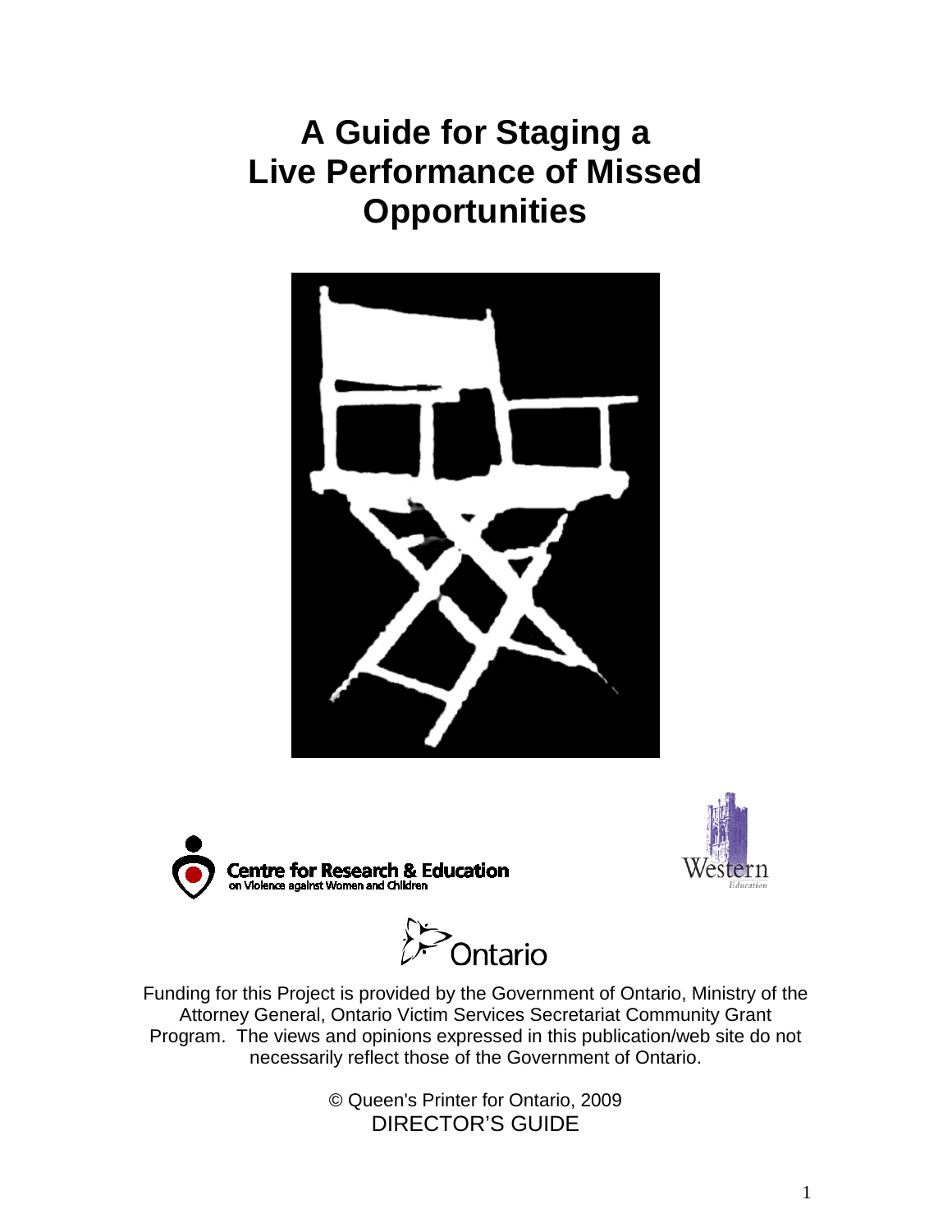# A Guide for Staging a Live Performance of Missed Opportunities

Centre for Research & Education on Violence against Women and Children

Western Education

Ontario

Funding for this Project is provided by the Government of Ontario, Ministry of the Attorney General, Ontario Victim Services Secretariat Community Grant Program. The views and opinions expressed in this publication/web site do not necessarily reflect those of the Government of Ontario.

© Queen's Printer for Ontario, 2009

DIRECTOR'S GUIDE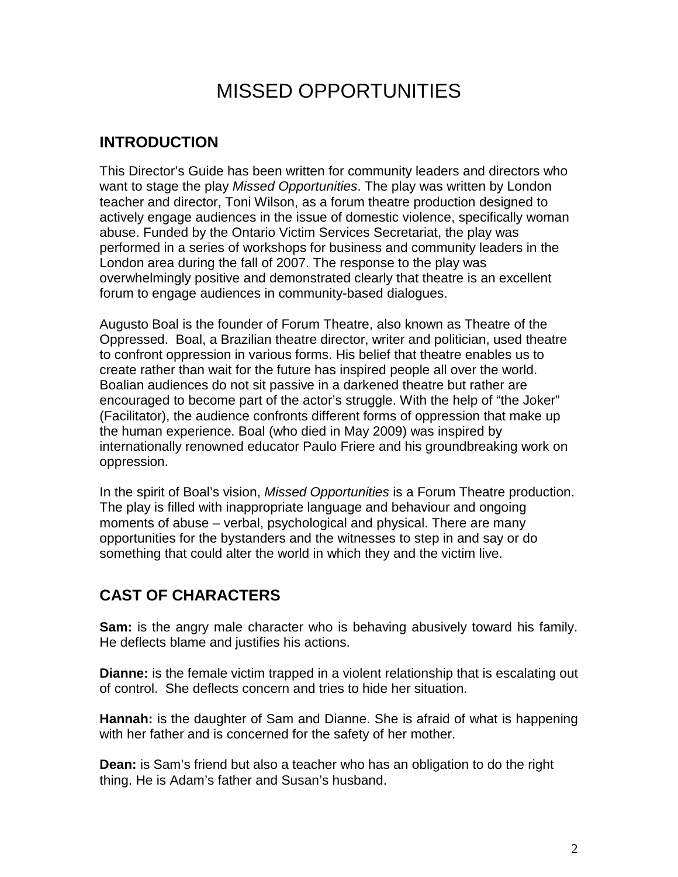# MISSED OPPORTUNITIES

## INTRODUCTION

This Director's Guide has been written for community leaders and directors who want to stage the play *Missed Opportunities*. The play was written by London teacher and director, Toni Wilson, as a forum theatre production designed to actively engage audiences in the issue of domestic violence, specifically woman abuse. Funded by the Ontario Victim Services Secretariat, the play was performed in a series of workshops for business and community leaders in the London area during the fall of 2007. The response to the play was overwhelmingly positive and demonstrated clearly that theatre is an excellent forum to engage audiences in community-based dialogues.

Augusto Boal is the founder of Forum Theatre, also known as Theatre of the Oppressed. Boal, a Brazilian theatre director, writer and politician, used theatre to confront oppression in various forms. His belief that theatre enables us to create rather than wait for the future has inspired people all over the world. Boalian audiences do not sit passive in a darkened theatre but rather are encouraged to become part of the actor's struggle. With the help of "the Joker" (Facilitator), the audience confronts different forms of oppression that make up the human experience. Boal (who died in May 2009) was inspired by internationally renowned educator Paulo Friere and his groundbreaking work on oppression.

In the spirit of Boal's vision, *Missed Opportunities* is a Forum Theatre production. The play is filled with inappropriate language and behaviour and ongoing moments of abuse – verbal, psychological and physical. There are many opportunities for the bystanders and the witnesses to step in and say or do something that could alter the world in which they and the victim live.

## CAST OF CHARACTERS

**Sam:** is the angry male character who is behaving abusively toward his family. He deflects blame and justifies his actions.

**Dianne:** is the female victim trapped in a violent relationship that is escalating out of control. She deflects concern and tries to hide her situation.

**Hannah:** is the daughter of Sam and Dianne. She is afraid of what is happening with her father and is concerned for the safety of her mother.

**Dean:** is Sam's friend but also a teacher who has an obligation to do the right thing. He is Adam's father and Susan's husband.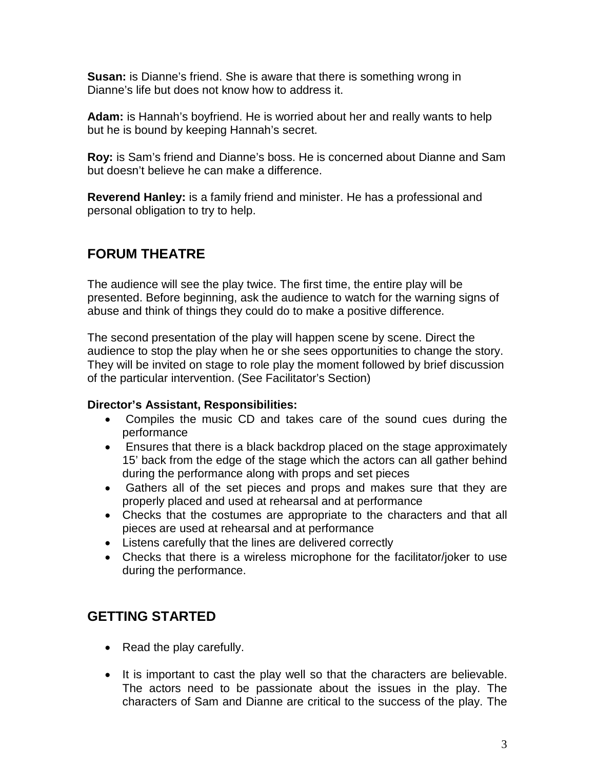**Susan:** is Dianne's friend. She is aware that there is something wrong in Dianne's life but does not know how to address it.

**Adam:** is Hannah's boyfriend. He is worried about her and really wants to help but he is bound by keeping Hannah's secret.

**Roy:** is Sam's friend and Dianne's boss. He is concerned about Dianne and Sam but doesn't believe he can make a difference.

**Reverend Hanley:** is a family friend and minister. He has a professional and personal obligation to try to help.

## FORUM THEATRE

The audience will see the play twice. The first time, the entire play will be presented. Before beginning, ask the audience to watch for the warning signs of abuse and think of things they could do to make a positive difference.

The second presentation of the play will happen scene by scene. Direct the audience to stop the play when he or she sees opportunities to change the story. They will be invited on stage to role play the moment followed by brief discussion of the particular intervention. (See Facilitator's Section)

**Director's Assistant, Responsibilities:**

- Compiles the music CD and takes care of the sound cues during the performance
- Ensures that there is a black backdrop placed on the stage approximately 15' back from the edge of the stage which the actors can all gather behind during the performance along with props and set pieces
- Gathers all of the set pieces and props and makes sure that they are properly placed and used at rehearsal and at performance
- Checks that the costumes are appropriate to the characters and that all pieces are used at rehearsal and at performance
- Listens carefully that the lines are delivered correctly
- Checks that there is a wireless microphone for the facilitator/joker to use during the performance.

## GETTING STARTED

- Read the play carefully.
- It is important to cast the play well so that the characters are believable. The actors need to be passionate about the issues in the play. The characters of Sam and Dianne are critical to the success of the play. The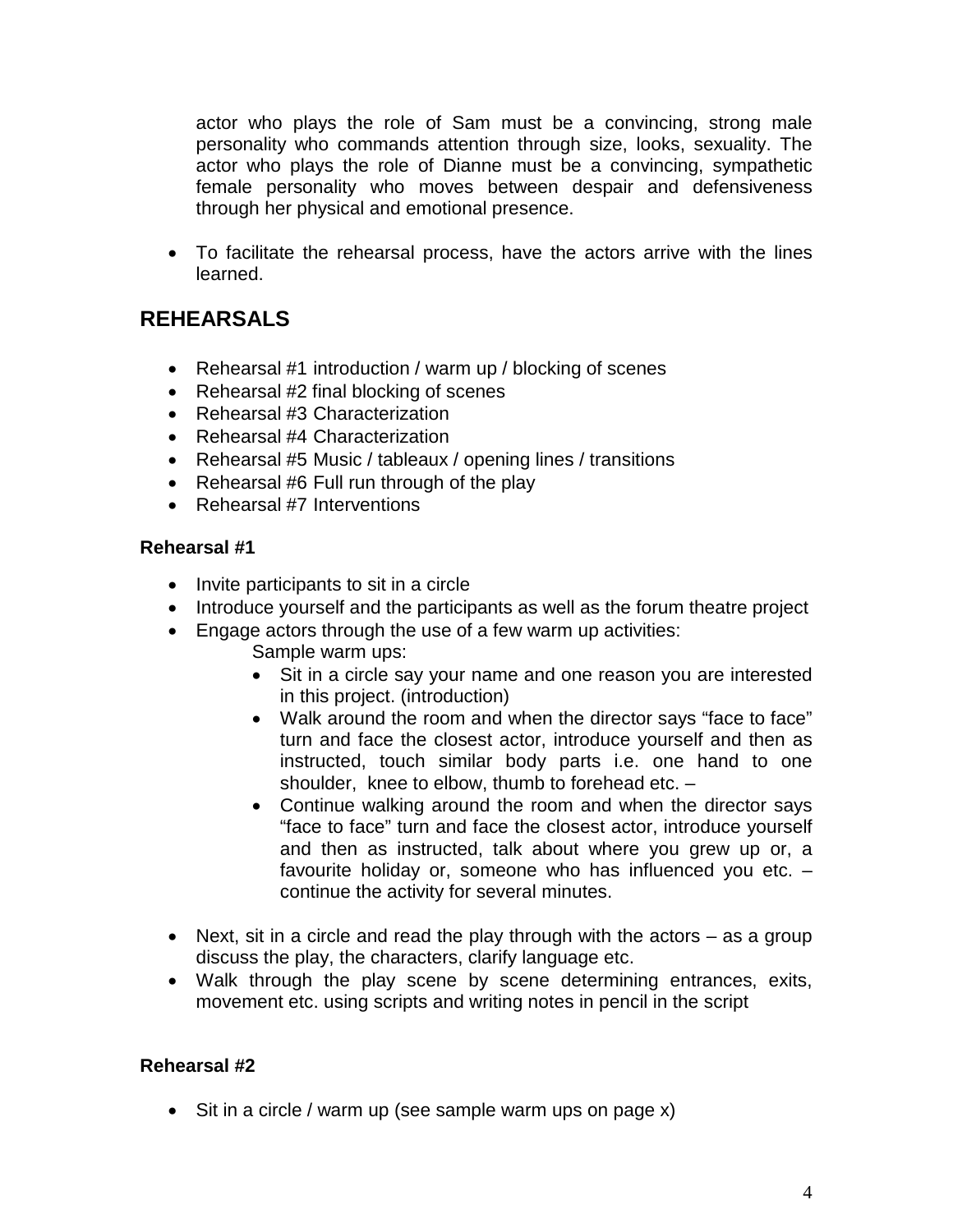actor who plays the role of Sam must be a convincing, strong male personality who commands attention through size, looks, sexuality. The actor who plays the role of Dianne must be a convincing, sympathetic female personality who moves between despair and defensiveness through her physical and emotional presence.

- To facilitate the rehearsal process, have the actors arrive with the lines learned.

## REHEARSALS

- Rehearsal #1 introduction / warm up / blocking of scenes
- Rehearsal #2 final blocking of scenes
- Rehearsal #3 Characterization
- Rehearsal #4 Characterization
- Rehearsal #5 Music / tableaux / opening lines / transitions
- Rehearsal #6 Full run through of the play
- Rehearsal #7 Interventions

### Rehearsal #1

- Invite participants to sit in a circle
- Introduce yourself and the participants as well as the forum theatre project
- Engage actors through the use of a few warm up activities:

  Sample warm ups:

  - Sit in a circle say your name and one reason you are interested in this project. (introduction)
  - Walk around the room and when the director says "face to face" turn and face the closest actor, introduce yourself and then as instructed, touch similar body parts i.e. one hand to one shoulder, knee to elbow, thumb to forehead etc. –
  - Continue walking around the room and when the director says "face to face" turn and face the closest actor, introduce yourself and then as instructed, talk about where you grew up or, a favourite holiday or, someone who has influenced you etc. – continue the activity for several minutes.

- Next, sit in a circle and read the play through with the actors – as a group discuss the play, the characters, clarify language etc.
- Walk through the play scene by scene determining entrances, exits, movement etc. using scripts and writing notes in pencil in the script

### Rehearsal #2

- Sit in a circle / warm up (see sample warm ups on page x)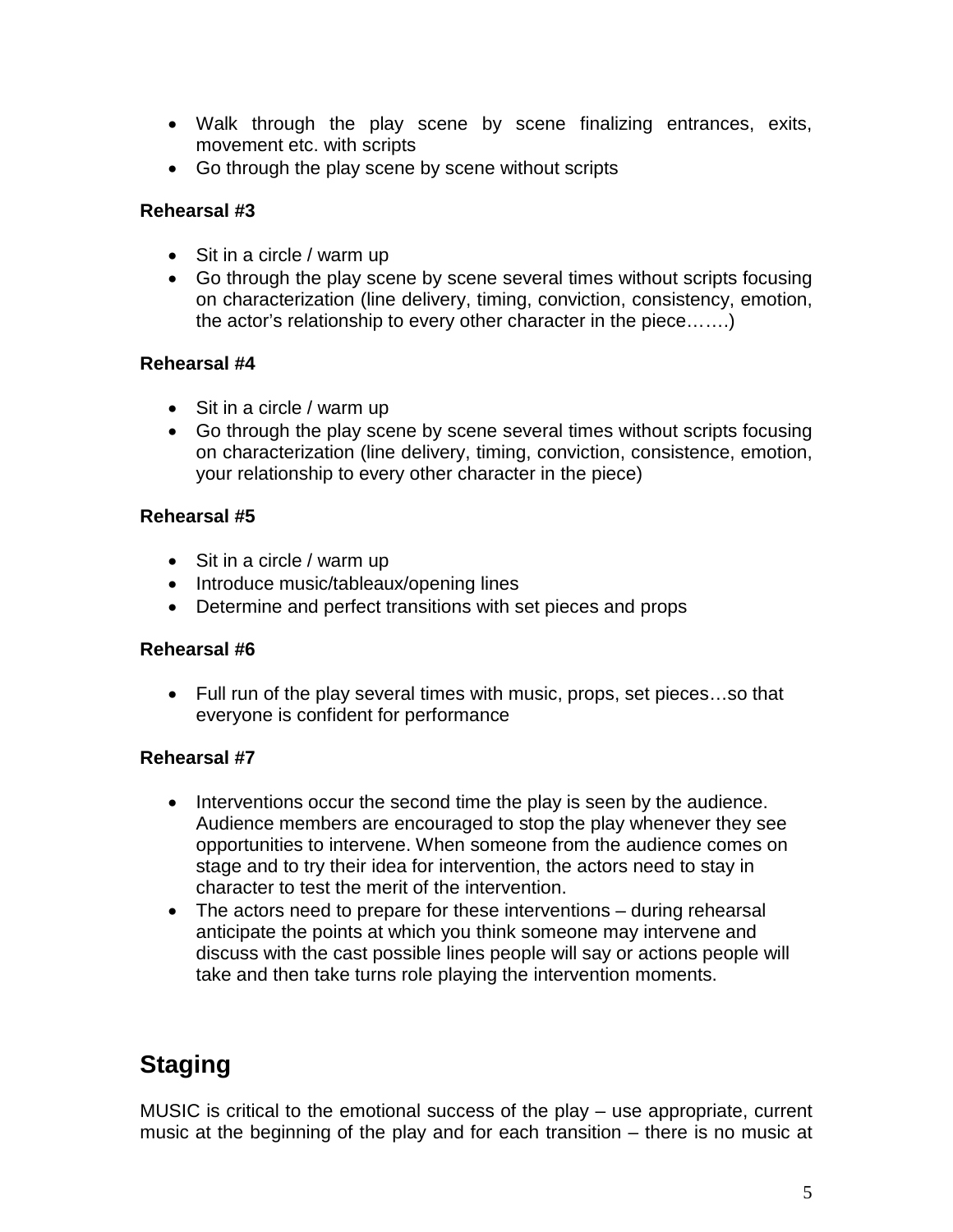- Walk through the play scene by scene finalizing entrances, exits, movement etc. with scripts
- Go through the play scene by scene without scripts

**Rehearsal #3**

- Sit in a circle / warm up
- Go through the play scene by scene several times without scripts focusing on characterization (line delivery, timing, conviction, consistency, emotion, the actor's relationship to every other character in the piece…….)

**Rehearsal #4**

- Sit in a circle / warm up
- Go through the play scene by scene several times without scripts focusing on characterization (line delivery, timing, conviction, consistence, emotion, your relationship to every other character in the piece)

**Rehearsal #5**

- Sit in a circle / warm up
- Introduce music/tableaux/opening lines
- Determine and perfect transitions with set pieces and props

**Rehearsal #6**

- Full run of the play several times with music, props, set pieces…so that everyone is confident for performance

**Rehearsal #7**

- Interventions occur the second time the play is seen by the audience. Audience members are encouraged to stop the play whenever they see opportunities to intervene. When someone from the audience comes on stage and to try their idea for intervention, the actors need to stay in character to test the merit of the intervention.
- The actors need to prepare for these interventions – during rehearsal anticipate the points at which you think someone may intervene and discuss with the cast possible lines people will say or actions people will take and then take turns role playing the intervention moments.

## Staging

MUSIC is critical to the emotional success of the play – use appropriate, current music at the beginning of the play and for each transition – there is no music at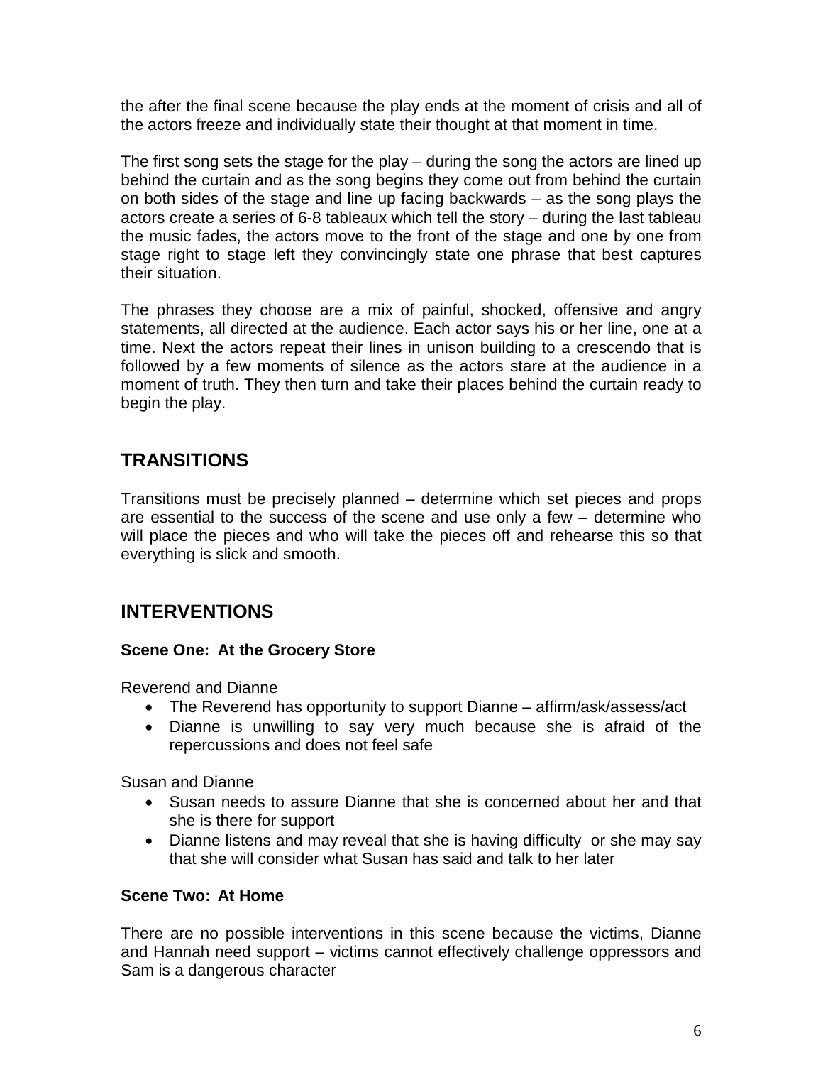the after the final scene because the play ends at the moment of crisis and all of the actors freeze and individually state their thought at that moment in time.

The first song sets the stage for the play – during the song the actors are lined up behind the curtain and as the song begins they come out from behind the curtain on both sides of the stage and line up facing backwards – as the song plays the actors create a series of 6-8 tableaux which tell the story – during the last tableau the music fades, the actors move to the front of the stage and one by one from stage right to stage left they convincingly state one phrase that best captures their situation.

The phrases they choose are a mix of painful, shocked, offensive and angry statements, all directed at the audience. Each actor says his or her line, one at a time. Next the actors repeat their lines in unison building to a crescendo that is followed by a few moments of silence as the actors stare at the audience in a moment of truth. They then turn and take their places behind the curtain ready to begin the play.

## TRANSITIONS

Transitions must be precisely planned – determine which set pieces and props are essential to the success of the scene and use only a few – determine who will place the pieces and who will take the pieces off and rehearse this so that everything is slick and smooth.

## INTERVENTIONS

**Scene One: At the Grocery Store**

Reverend and Dianne

- The Reverend has opportunity to support Dianne – affirm/ask/assess/act
- Dianne is unwilling to say very much because she is afraid of the repercussions and does not feel safe

Susan and Dianne

- Susan needs to assure Dianne that she is concerned about her and that she is there for support
- Dianne listens and may reveal that she is having difficulty or she may say that she will consider what Susan has said and talk to her later

**Scene Two: At Home**

There are no possible interventions in this scene because the victims, Dianne and Hannah need support – victims cannot effectively challenge oppressors and Sam is a dangerous character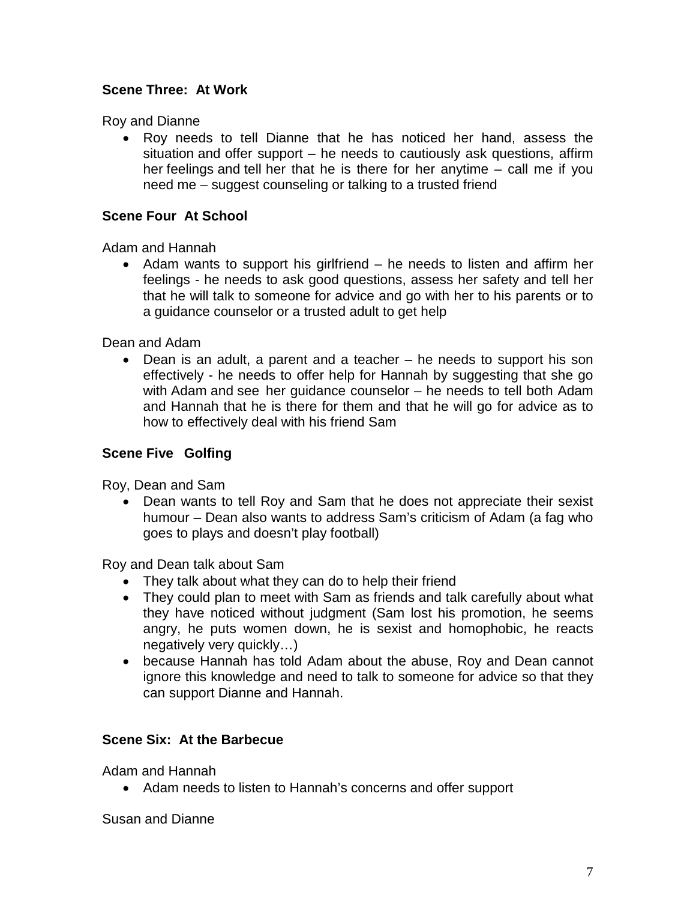**Scene Three: At Work**

Roy and Dianne

- Roy needs to tell Dianne that he has noticed her hand, assess the situation and offer support – he needs to cautiously ask questions, affirm her feelings and tell her that he is there for her anytime – call me if you need me – suggest counseling or talking to a trusted friend

**Scene Four At School**

Adam and Hannah

- Adam wants to support his girlfriend – he needs to listen and affirm her feelings - he needs to ask good questions, assess her safety and tell her that he will talk to someone for advice and go with her to his parents or to a guidance counselor or a trusted adult to get help

Dean and Adam

- Dean is an adult, a parent and a teacher – he needs to support his son effectively - he needs to offer help for Hannah by suggesting that she go with Adam and see her guidance counselor – he needs to tell both Adam and Hannah that he is there for them and that he will go for advice as to how to effectively deal with his friend Sam

**Scene Five Golfing**

Roy, Dean and Sam

- Dean wants to tell Roy and Sam that he does not appreciate their sexist humour – Dean also wants to address Sam's criticism of Adam (a fag who goes to plays and doesn't play football)

Roy and Dean talk about Sam

- They talk about what they can do to help their friend
- They could plan to meet with Sam as friends and talk carefully about what they have noticed without judgment (Sam lost his promotion, he seems angry, he puts women down, he is sexist and homophobic, he reacts negatively very quickly…)
- because Hannah has told Adam about the abuse, Roy and Dean cannot ignore this knowledge and need to talk to someone for advice so that they can support Dianne and Hannah.

**Scene Six: At the Barbecue**

Adam and Hannah

- Adam needs to listen to Hannah's concerns and offer support

Susan and Dianne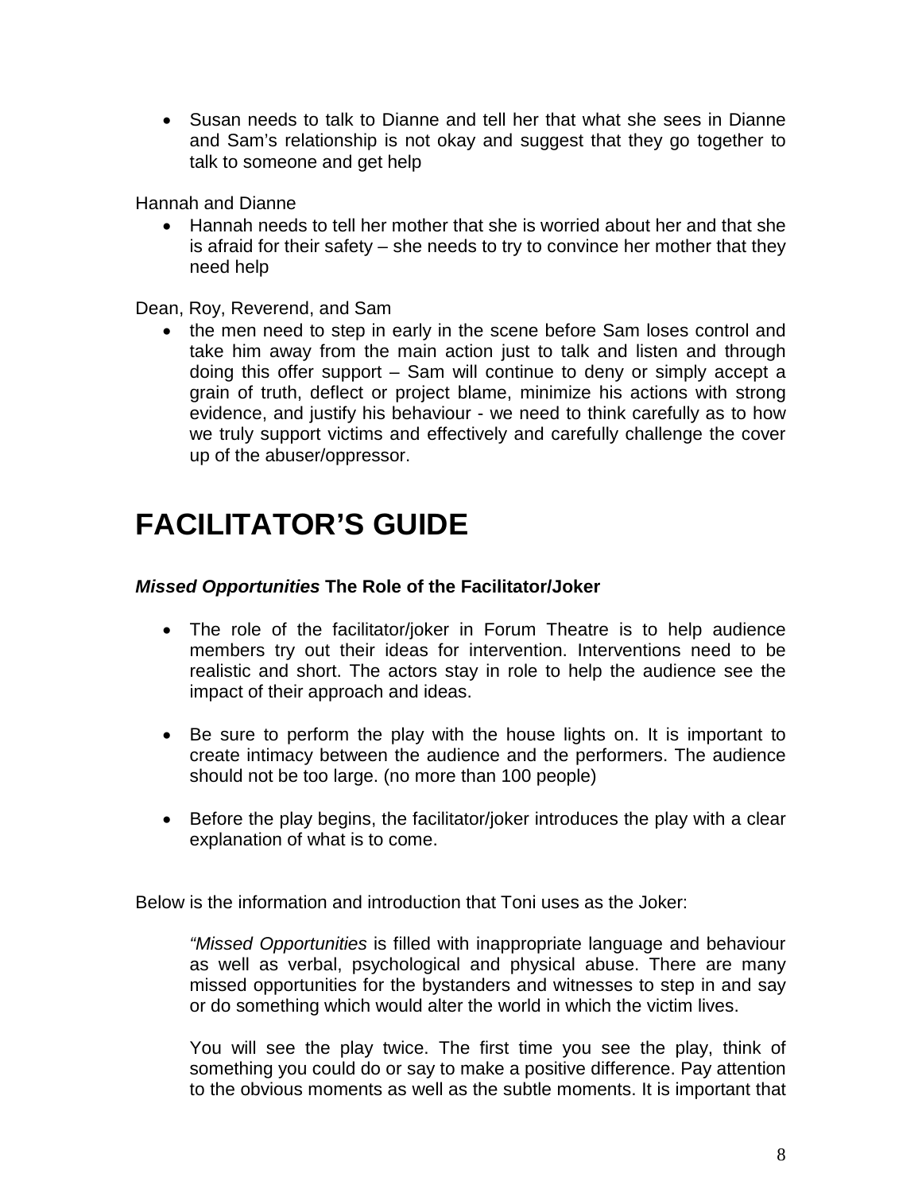- Susan needs to talk to Dianne and tell her that what she sees in Dianne and Sam's relationship is not okay and suggest that they go together to talk to someone and get help

Hannah and Dianne

- Hannah needs to tell her mother that she is worried about her and that she is afraid for their safety – she needs to try to convince her mother that they need help

Dean, Roy, Reverend, and Sam

- the men need to step in early in the scene before Sam loses control and take him away from the main action just to talk and listen and through doing this offer support – Sam will continue to deny or simply accept a grain of truth, deflect or project blame, minimize his actions with strong evidence, and justify his behaviour - we need to think carefully as to how we truly support victims and effectively and carefully challenge the cover up of the abuser/oppressor.

# FACILITATOR'S GUIDE

### *Missed Opportunities* The Role of the Facilitator/Joker

- The role of the facilitator/joker in Forum Theatre is to help audience members try out their ideas for intervention. Interventions need to be realistic and short. The actors stay in role to help the audience see the impact of their approach and ideas.

- Be sure to perform the play with the house lights on. It is important to create intimacy between the audience and the performers. The audience should not be too large. (no more than 100 people)

- Before the play begins, the facilitator/joker introduces the play with a clear explanation of what is to come.

Below is the information and introduction that Toni uses as the Joker:

> "*Missed Opportunities* is filled with inappropriate language and behaviour as well as verbal, psychological and physical abuse. There are many missed opportunities for the bystanders and witnesses to step in and say or do something which would alter the world in which the victim lives.
>
> You will see the play twice. The first time you see the play, think of something you could do or say to make a positive difference. Pay attention to the obvious moments as well as the subtle moments. It is important that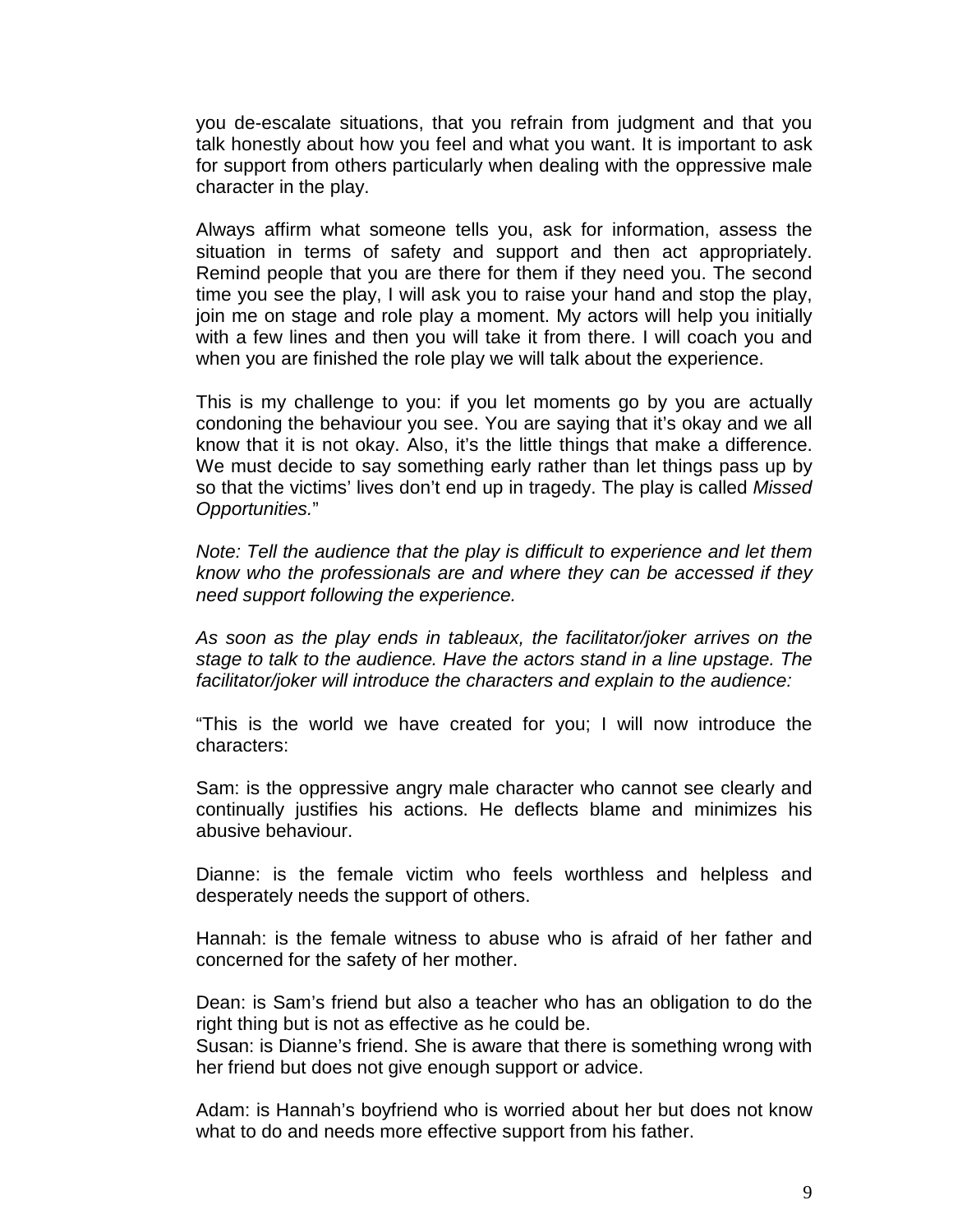you de-escalate situations, that you refrain from judgment and that you talk honestly about how you feel and what you want. It is important to ask for support from others particularly when dealing with the oppressive male character in the play.

Always affirm what someone tells you, ask for information, assess the situation in terms of safety and support and then act appropriately. Remind people that you are there for them if they need you. The second time you see the play, I will ask you to raise your hand and stop the play, join me on stage and role play a moment. My actors will help you initially with a few lines and then you will take it from there. I will coach you and when you are finished the role play we will talk about the experience.

This is my challenge to you: if you let moments go by you are actually condoning the behaviour you see. You are saying that it's okay and we all know that it is not okay. Also, it's the little things that make a difference. We must decide to say something early rather than let things pass up by so that the victims' lives don't end up in tragedy. The play is called *Missed Opportunities.*"

*Note: Tell the audience that the play is difficult to experience and let them know who the professionals are and where they can be accessed if they need support following the experience.*

*As soon as the play ends in tableaux, the facilitator/joker arrives on the stage to talk to the audience. Have the actors stand in a line upstage. The facilitator/joker will introduce the characters and explain to the audience:*

"This is the world we have created for you; I will now introduce the characters:

Sam: is the oppressive angry male character who cannot see clearly and continually justifies his actions. He deflects blame and minimizes his abusive behaviour.

Dianne: is the female victim who feels worthless and helpless and desperately needs the support of others.

Hannah: is the female witness to abuse who is afraid of her father and concerned for the safety of her mother.

Dean: is Sam's friend but also a teacher who has an obligation to do the right thing but is not as effective as he could be.
Susan: is Dianne's friend. She is aware that there is something wrong with her friend but does not give enough support or advice.

Adam: is Hannah's boyfriend who is worried about her but does not know what to do and needs more effective support from his father.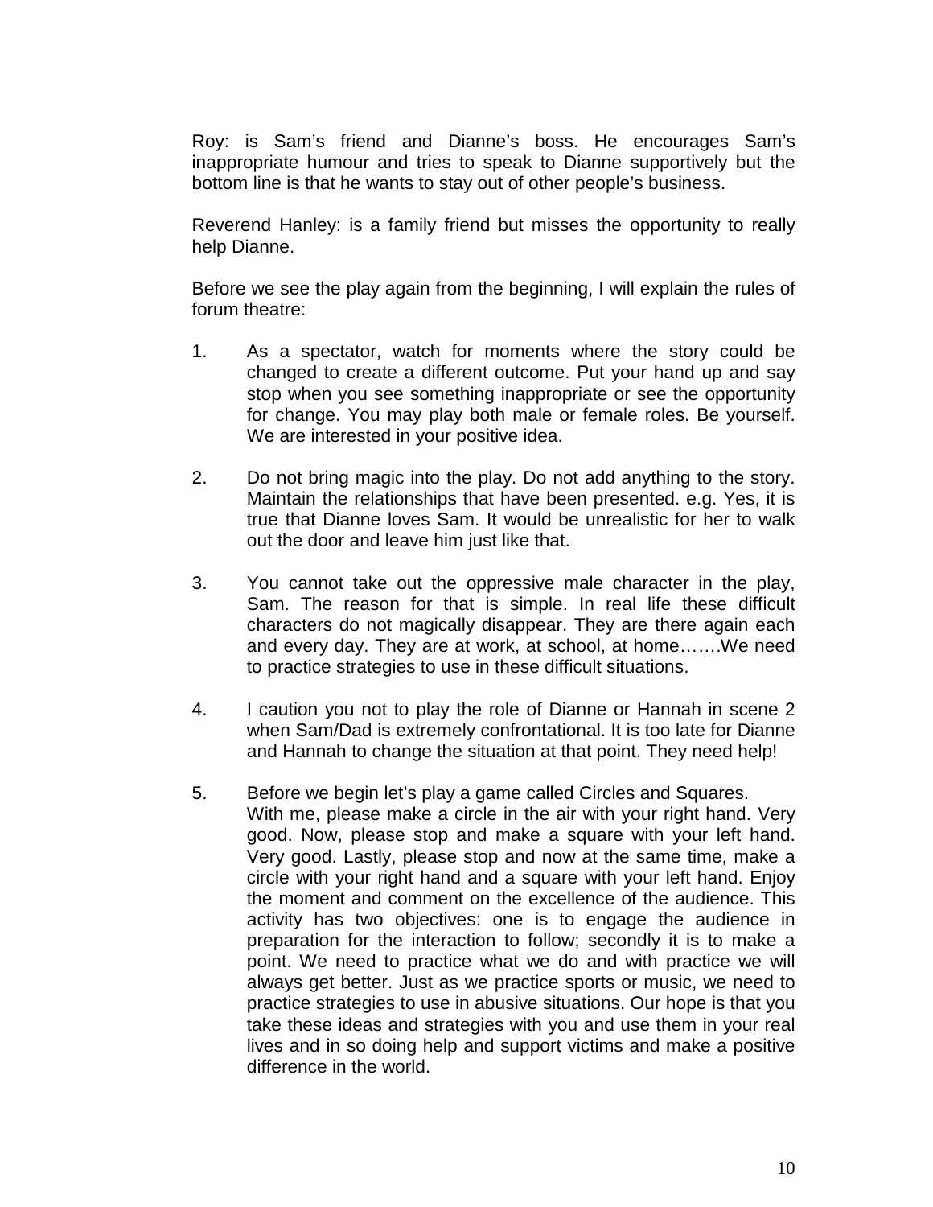Roy: is Sam's friend and Dianne's boss. He encourages Sam's inappropriate humour and tries to speak to Dianne supportively but the bottom line is that he wants to stay out of other people's business.

Reverend Hanley: is a family friend but misses the opportunity to really help Dianne.

Before we see the play again from the beginning, I will explain the rules of forum theatre:

1. As a spectator, watch for moments where the story could be changed to create a different outcome. Put your hand up and say stop when you see something inappropriate or see the opportunity for change. You may play both male or female roles. Be yourself. We are interested in your positive idea.

2. Do not bring magic into the play. Do not add anything to the story. Maintain the relationships that have been presented. e.g. Yes, it is true that Dianne loves Sam. It would be unrealistic for her to walk out the door and leave him just like that.

3. You cannot take out the oppressive male character in the play, Sam. The reason for that is simple. In real life these difficult characters do not magically disappear. They are there again each and every day. They are at work, at school, at home…….We need to practice strategies to use in these difficult situations.

4. I caution you not to play the role of Dianne or Hannah in scene 2 when Sam/Dad is extremely confrontational. It is too late for Dianne and Hannah to change the situation at that point. They need help!

5. Before we begin let's play a game called Circles and Squares. With me, please make a circle in the air with your right hand. Very good. Now, please stop and make a square with your left hand. Very good. Lastly, please stop and now at the same time, make a circle with your right hand and a square with your left hand. Enjoy the moment and comment on the excellence of the audience. This activity has two objectives: one is to engage the audience in preparation for the interaction to follow; secondly it is to make a point. We need to practice what we do and with practice we will always get better. Just as we practice sports or music, we need to practice strategies to use in abusive situations. Our hope is that you take these ideas and strategies with you and use them in your real lives and in so doing help and support victims and make a positive difference in the world.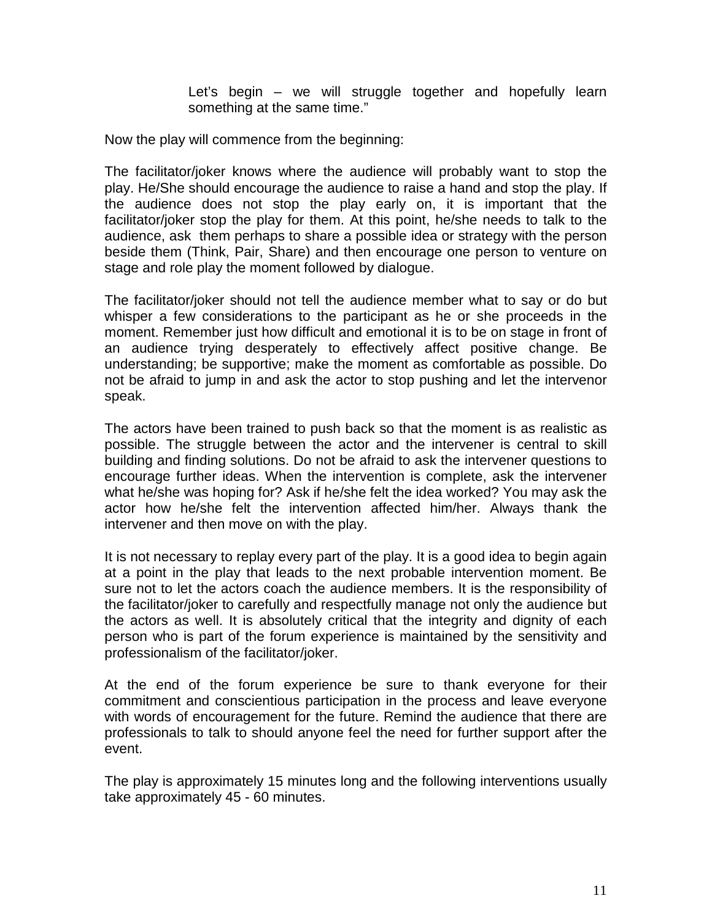> Let's begin – we will struggle together and hopefully learn something at the same time."

Now the play will commence from the beginning:

The facilitator/joker knows where the audience will probably want to stop the play. He/She should encourage the audience to raise a hand and stop the play. If the audience does not stop the play early on, it is important that the facilitator/joker stop the play for them. At this point, he/she needs to talk to the audience, ask them perhaps to share a possible idea or strategy with the person beside them (Think, Pair, Share) and then encourage one person to venture on stage and role play the moment followed by dialogue.

The facilitator/joker should not tell the audience member what to say or do but whisper a few considerations to the participant as he or she proceeds in the moment. Remember just how difficult and emotional it is to be on stage in front of an audience trying desperately to effectively affect positive change. Be understanding; be supportive; make the moment as comfortable as possible. Do not be afraid to jump in and ask the actor to stop pushing and let the intervenor speak.

The actors have been trained to push back so that the moment is as realistic as possible. The struggle between the actor and the intervener is central to skill building and finding solutions. Do not be afraid to ask the intervener questions to encourage further ideas. When the intervention is complete, ask the intervener what he/she was hoping for? Ask if he/she felt the idea worked? You may ask the actor how he/she felt the intervention affected him/her. Always thank the intervener and then move on with the play.

It is not necessary to replay every part of the play. It is a good idea to begin again at a point in the play that leads to the next probable intervention moment. Be sure not to let the actors coach the audience members. It is the responsibility of the facilitator/joker to carefully and respectfully manage not only the audience but the actors as well. It is absolutely critical that the integrity and dignity of each person who is part of the forum experience is maintained by the sensitivity and professionalism of the facilitator/joker.

At the end of the forum experience be sure to thank everyone for their commitment and conscientious participation in the process and leave everyone with words of encouragement for the future. Remind the audience that there are professionals to talk to should anyone feel the need for further support after the event.

The play is approximately 15 minutes long and the following interventions usually take approximately 45 - 60 minutes.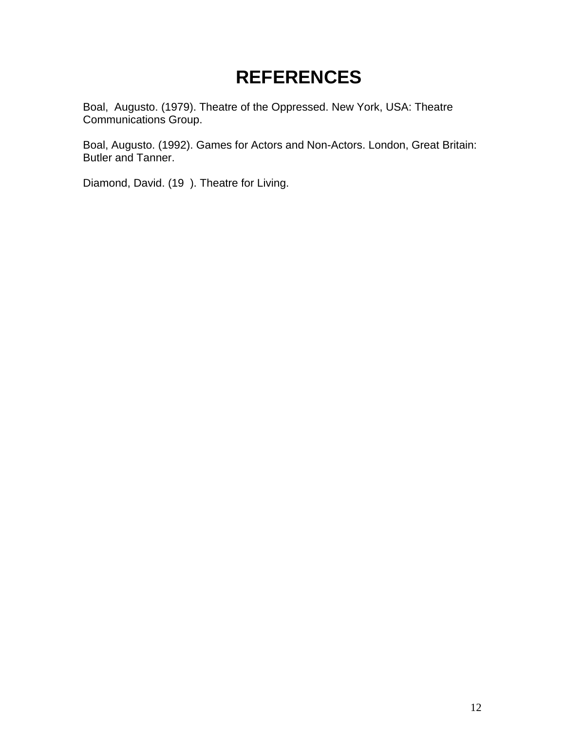# REFERENCES

Boal, Augusto. (1979). Theatre of the Oppressed. New York, USA: Theatre Communications Group.

Boal, Augusto. (1992). Games for Actors and Non-Actors. London, Great Britain: Butler and Tanner.

Diamond, David. (19 ). Theatre for Living.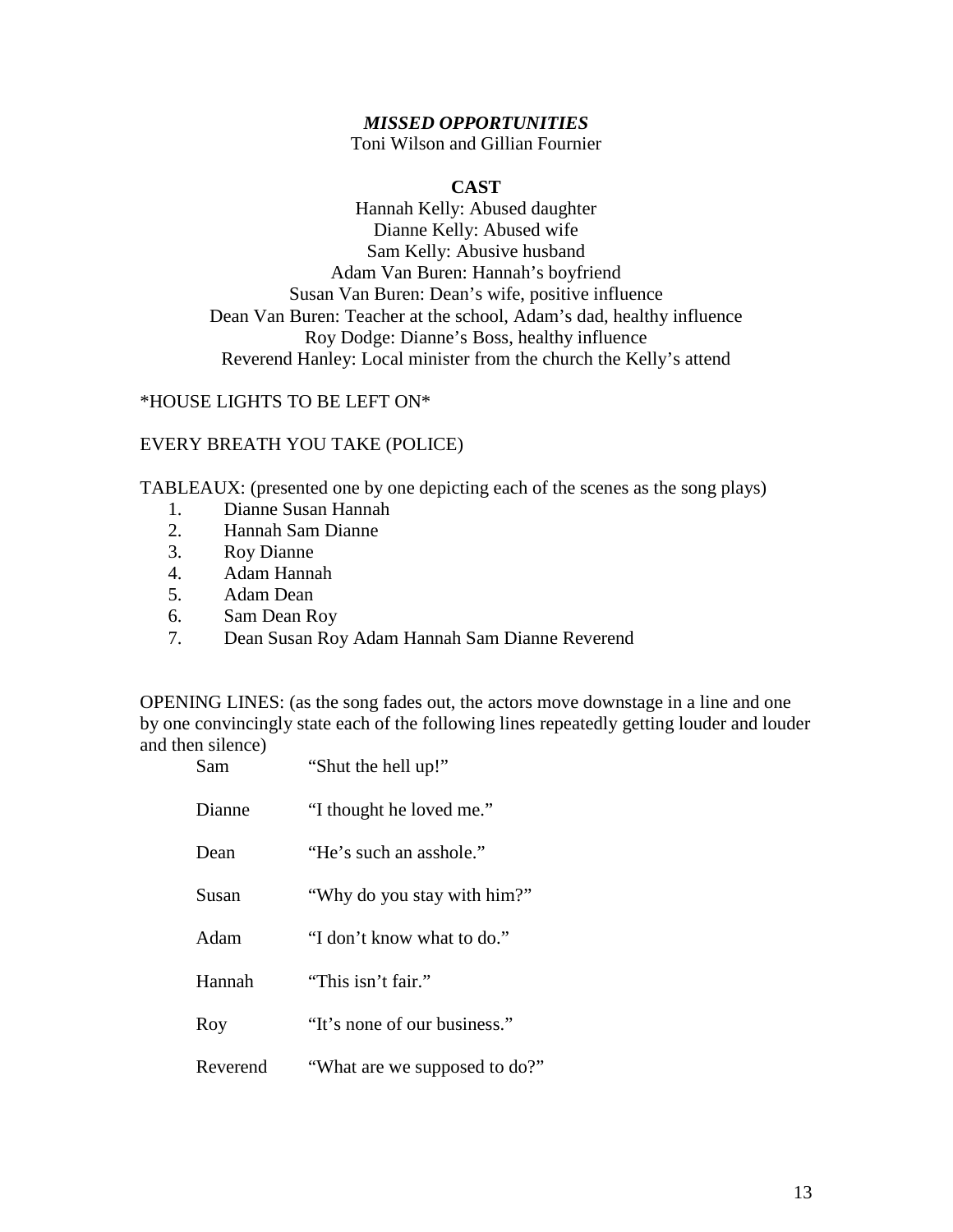***MISSED OPPORTUNITIES***

Toni Wilson and Gillian Fournier

**CAST**

Hannah Kelly: Abused daughter
Dianne Kelly: Abused wife
Sam Kelly: Abusive husband
Adam Van Buren: Hannah's boyfriend
Susan Van Buren: Dean's wife, positive influence
Dean Van Buren: Teacher at the school, Adam's dad, healthy influence
Roy Dodge: Dianne's Boss, healthy influence
Reverend Hanley: Local minister from the church the Kelly's attend

*HOUSE LIGHTS TO BE LEFT ON*

EVERY BREATH YOU TAKE (POLICE)

TABLEAUX: (presented one by one depicting each of the scenes as the song plays)

1. Dianne Susan Hannah
2. Hannah Sam Dianne
3. Roy Dianne
4. Adam Hannah
5. Adam Dean
6. Sam Dean Roy
7. Dean Susan Roy Adam Hannah Sam Dianne Reverend

OPENING LINES: (as the song fades out, the actors move downstage in a line and one by one convincingly state each of the following lines repeatedly getting louder and louder and then silence)

| | |
|---|---|
| Sam | "Shut the hell up!" |
| Dianne | "I thought he loved me." |
| Dean | "He's such an asshole." |
| Susan | "Why do you stay with him?" |
| Adam | "I don't know what to do." |
| Hannah | "This isn't fair." |
| Roy | "It's none of our business." |
| Reverend | "What are we supposed to do?" |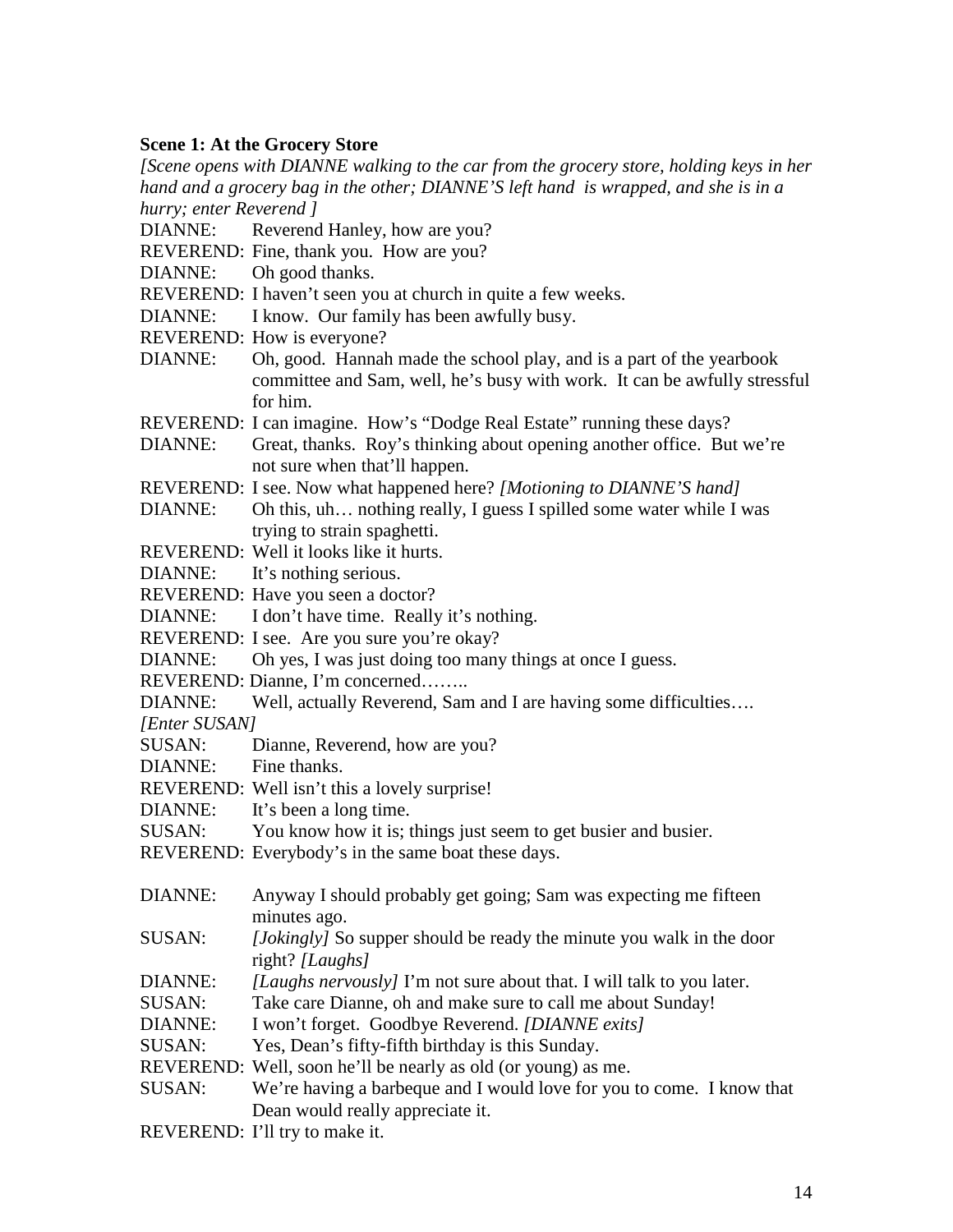**Scene 1: At the Grocery Store**

*[Scene opens with DIANNE walking to the car from the grocery store, holding keys in her hand and a grocery bag in the other; DIANNE'S left hand is wrapped, and she is in a hurry; enter Reverend ]*

DIANNE: Reverend Hanley, how are you?

REVEREND: Fine, thank you. How are you?

DIANNE: Oh good thanks.

REVEREND: I haven't seen you at church in quite a few weeks.

DIANNE: I know. Our family has been awfully busy.

REVEREND: How is everyone?

DIANNE: Oh, good. Hannah made the school play, and is a part of the yearbook committee and Sam, well, he's busy with work. It can be awfully stressful for him.

REVEREND: I can imagine. How's "Dodge Real Estate" running these days?

DIANNE: Great, thanks. Roy's thinking about opening another office. But we're not sure when that'll happen.

REVEREND: I see. Now what happened here? *[Motioning to DIANNE'S hand]*

DIANNE: Oh this, uh… nothing really, I guess I spilled some water while I was trying to strain spaghetti.

REVEREND: Well it looks like it hurts.

DIANNE: It's nothing serious.

REVEREND: Have you seen a doctor?

DIANNE: I don't have time. Really it's nothing.

REVEREND: I see. Are you sure you're okay?

DIANNE: Oh yes, I was just doing too many things at once I guess.

REVEREND: Dianne, I'm concerned……..

DIANNE: Well, actually Reverend, Sam and I are having some difficulties….

*[Enter SUSAN]*

SUSAN: Dianne, Reverend, how are you?

DIANNE: Fine thanks.

REVEREND: Well isn't this a lovely surprise!

DIANNE: It's been a long time.

SUSAN: You know how it is; things just seem to get busier and busier.

REVEREND: Everybody's in the same boat these days.

DIANNE: Anyway I should probably get going; Sam was expecting me fifteen minutes ago.

SUSAN: *[Jokingly]* So supper should be ready the minute you walk in the door right? *[Laughs]*

DIANNE: *[Laughs nervously]* I'm not sure about that. I will talk to you later.

SUSAN: Take care Dianne, oh and make sure to call me about Sunday!

DIANNE: I won't forget. Goodbye Reverend. *[DIANNE exits]*

SUSAN: Yes, Dean's fifty-fifth birthday is this Sunday.

REVEREND: Well, soon he'll be nearly as old (or young) as me.

SUSAN: We're having a barbeque and I would love for you to come. I know that Dean would really appreciate it.

REVEREND: I'll try to make it.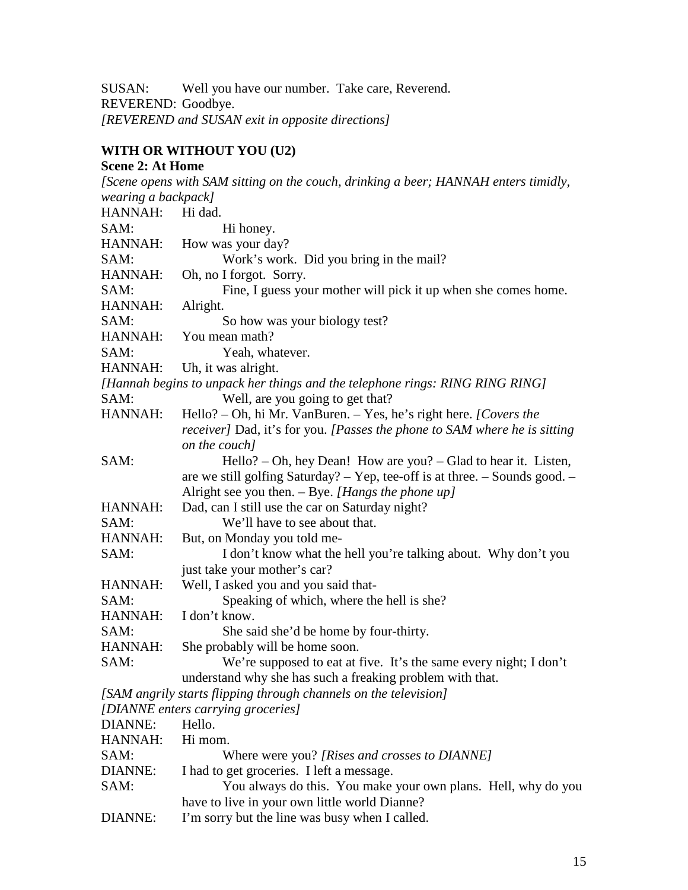SUSAN: Well you have our number. Take care, Reverend.
REVEREND: Goodbye.
*[REVEREND and SUSAN exit in opposite directions]*

**WITH OR WITHOUT YOU (U2)**

**Scene 2: At Home**

*[Scene opens with SAM sitting on the couch, drinking a beer; HANNAH enters timidly, wearing a backpack]*

HANNAH: Hi dad.
SAM: Hi honey.
HANNAH: How was your day?
SAM: Work's work. Did you bring in the mail?
HANNAH: Oh, no I forgot. Sorry.
SAM: Fine, I guess your mother will pick it up when she comes home.
HANNAH: Alright.
SAM: So how was your biology test?
HANNAH: You mean math?
SAM: Yeah, whatever.
HANNAH: Uh, it was alright.
*[Hannah begins to unpack her things and the telephone rings: RING RING RING]*
SAM: Well, are you going to get that?
HANNAH: Hello? – Oh, hi Mr. VanBuren. – Yes, he's right here. *[Covers the receiver]* Dad, it's for you. *[Passes the phone to SAM where he is sitting on the couch]*
SAM: Hello? – Oh, hey Dean! How are you? – Glad to hear it. Listen, are we still golfing Saturday? – Yep, tee-off is at three. – Sounds good. – Alright see you then. – Bye. *[Hangs the phone up]*
HANNAH: Dad, can I still use the car on Saturday night?
SAM: We'll have to see about that.
HANNAH: But, on Monday you told me-
SAM: I don't know what the hell you're talking about. Why don't you just take your mother's car?
HANNAH: Well, I asked you and you said that-
SAM: Speaking of which, where the hell is she?
HANNAH: I don't know.
SAM: She said she'd be home by four-thirty.
HANNAH: She probably will be home soon.
SAM: We're supposed to eat at five. It's the same every night; I don't understand why she has such a freaking problem with that.
*[SAM angrily starts flipping through channels on the television]*
*[DIANNE enters carrying groceries]*
DIANNE: Hello.
HANNAH: Hi mom.
SAM: Where were you? *[Rises and crosses to DIANNE]*
DIANNE: I had to get groceries. I left a message.
SAM: You always do this. You make your own plans. Hell, why do you have to live in your own little world Dianne?
DIANNE: I'm sorry but the line was busy when I called.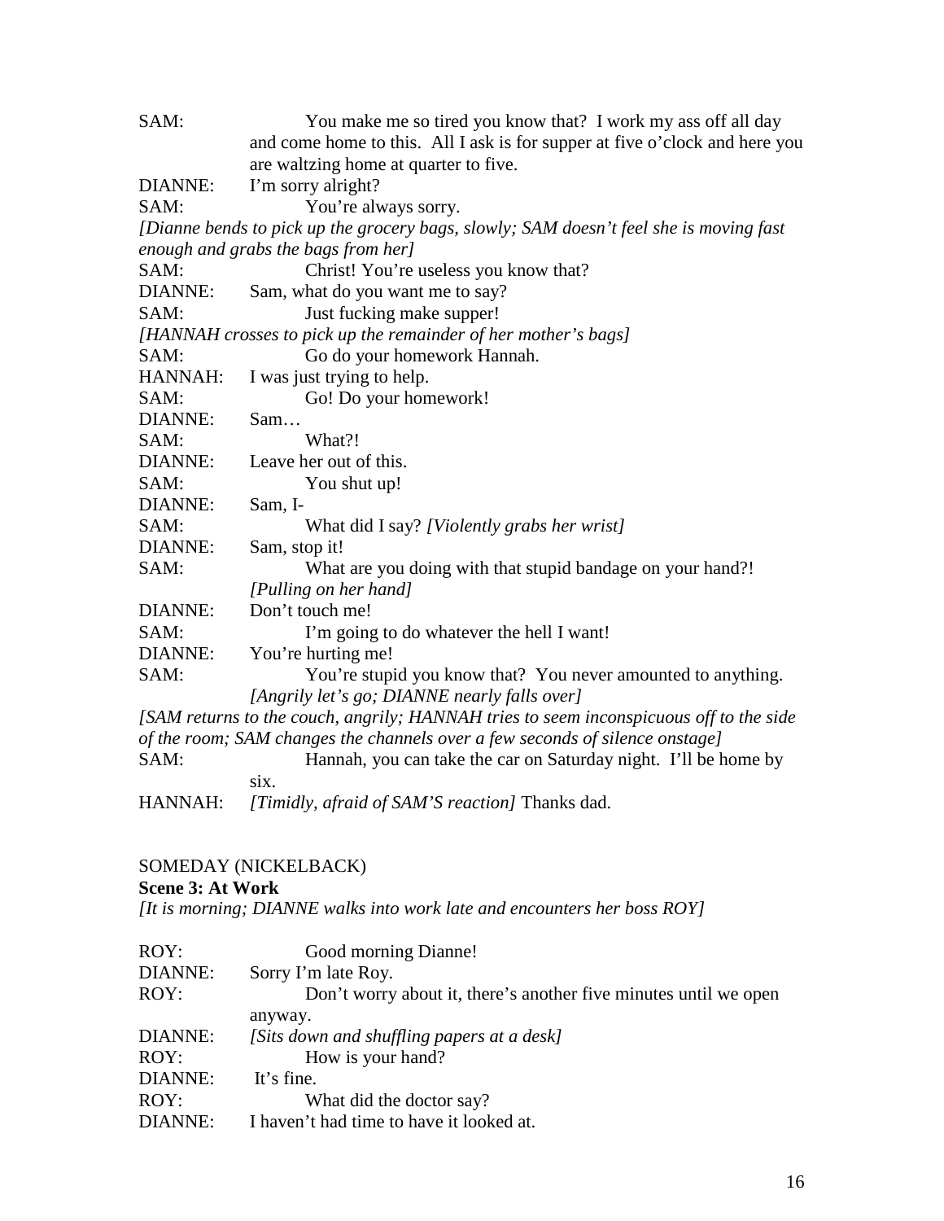SAM: You make me so tired you know that? I work my ass off all day and come home to this. All I ask is for supper at five o'clock and here you are waltzing home at quarter to five.

DIANNE: I'm sorry alright?

SAM: You're always sorry.

*[Dianne bends to pick up the grocery bags, slowly; SAM doesn't feel she is moving fast enough and grabs the bags from her]*

SAM: Christ! You're useless you know that?

DIANNE: Sam, what do you want me to say?

SAM: Just fucking make supper!

*[HANNAH crosses to pick up the remainder of her mother's bags]*

SAM: Go do your homework Hannah.

HANNAH: I was just trying to help.

SAM: Go! Do your homework!

DIANNE: Sam…

SAM: What?!

DIANNE: Leave her out of this.

SAM: You shut up!

DIANNE: Sam, I-

SAM: What did I say? *[Violently grabs her wrist]*

DIANNE: Sam, stop it!

SAM: What are you doing with that stupid bandage on your hand?! *[Pulling on her hand]*

DIANNE: Don't touch me!

SAM: I'm going to do whatever the hell I want!

DIANNE: You're hurting me!

SAM: You're stupid you know that? You never amounted to anything. *[Angrily let's go; DIANNE nearly falls over]*

*[SAM returns to the couch, angrily; HANNAH tries to seem inconspicuous off to the side of the room; SAM changes the channels over a few seconds of silence onstage]*

SAM: Hannah, you can take the car on Saturday night. I'll be home by six.

HANNAH: *[Timidly, afraid of SAM'S reaction]* Thanks dad.

SOMEDAY (NICKELBACK)

**Scene 3: At Work**

*[It is morning; DIANNE walks into work late and encounters her boss ROY]*

ROY: Good morning Dianne!

DIANNE: Sorry I'm late Roy.

ROY: Don't worry about it, there's another five minutes until we open anyway.

DIANNE: *[Sits down and shuffling papers at a desk]*

ROY: How is your hand?

DIANNE: It's fine.

ROY: What did the doctor say?

DIANNE: I haven't had time to have it looked at.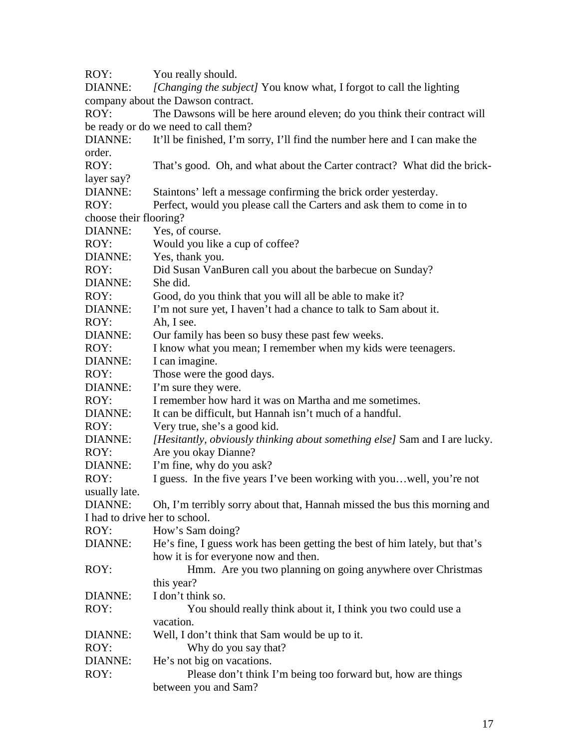ROY: You really should.

DIANNE: *[Changing the subject]* You know what, I forgot to call the lighting company about the Dawson contract.

ROY: The Dawsons will be here around eleven; do you think their contract will be ready or do we need to call them?

DIANNE: It'll be finished, I'm sorry, I'll find the number here and I can make the order.

ROY: That's good. Oh, and what about the Carter contract? What did the brick-layer say?

DIANNE: Staintons' left a message confirming the brick order yesterday.

ROY: Perfect, would you please call the Carters and ask them to come in to choose their flooring?

DIANNE: Yes, of course.

ROY: Would you like a cup of coffee?

DIANNE: Yes, thank you.

ROY: Did Susan VanBuren call you about the barbecue on Sunday?

DIANNE: She did.

ROY: Good, do you think that you will all be able to make it?

DIANNE: I'm not sure yet, I haven't had a chance to talk to Sam about it.

ROY: Ah, I see.

DIANNE: Our family has been so busy these past few weeks.

ROY: I know what you mean; I remember when my kids were teenagers.

DIANNE: I can imagine.

ROY: Those were the good days.

DIANNE: I'm sure they were.

ROY: I remember how hard it was on Martha and me sometimes.

DIANNE: It can be difficult, but Hannah isn't much of a handful.

ROY: Very true, she's a good kid.

DIANNE: *[Hesitantly, obviously thinking about something else]* Sam and I are lucky.

ROY: Are you okay Dianne?

DIANNE: I'm fine, why do you ask?

ROY: I guess. In the five years I've been working with you…well, you're not usually late.

DIANNE: Oh, I'm terribly sorry about that, Hannah missed the bus this morning and I had to drive her to school.

ROY: How's Sam doing?

DIANNE: He's fine, I guess work has been getting the best of him lately, but that's how it is for everyone now and then.

ROY: Hmm. Are you two planning on going anywhere over Christmas this year?

DIANNE: I don't think so.

ROY: You should really think about it, I think you two could use a vacation.

DIANNE: Well, I don't think that Sam would be up to it.

ROY: Why do you say that?

DIANNE: He's not big on vacations.

ROY: Please don't think I'm being too forward but, how are things between you and Sam?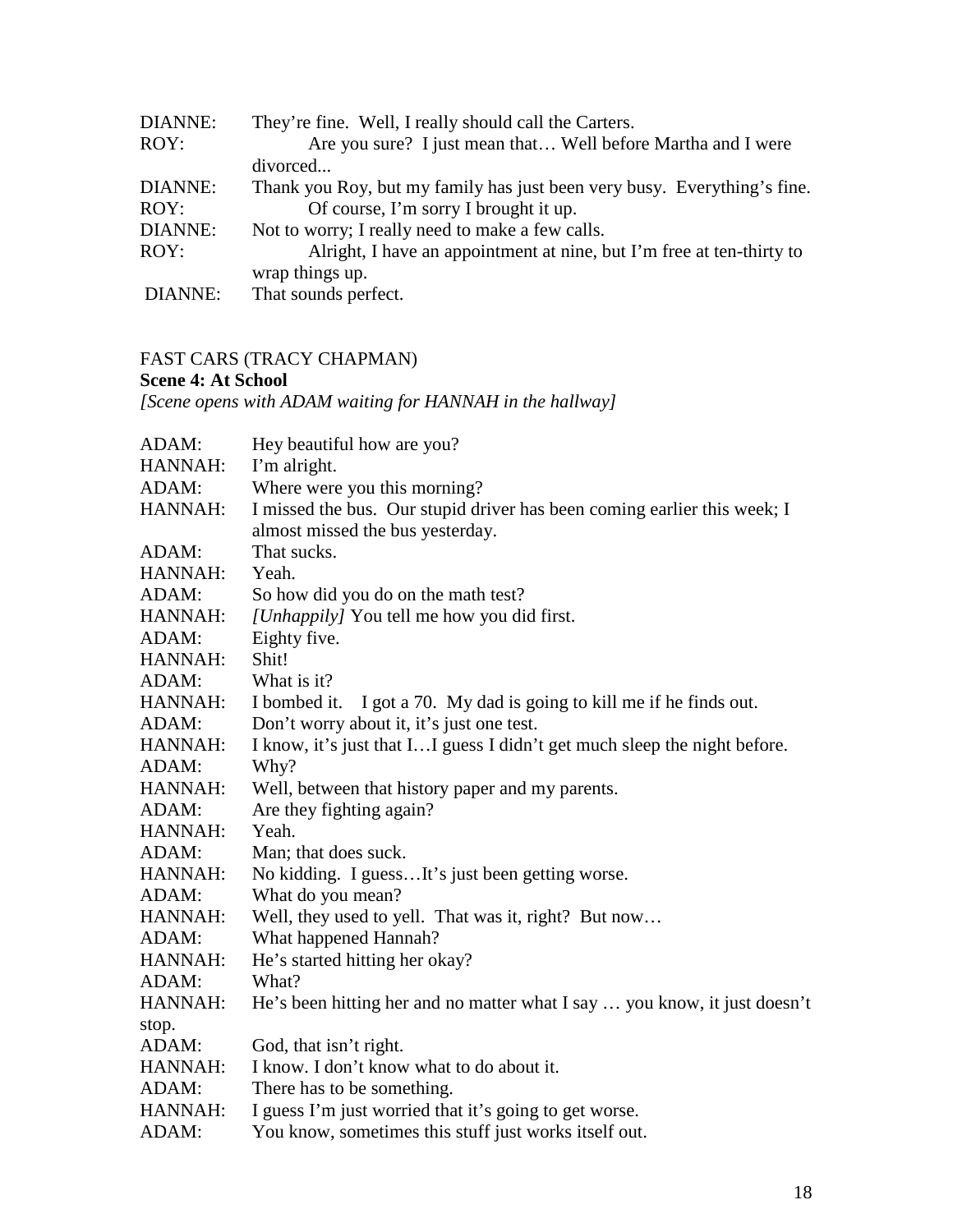DIANNE: They're fine. Well, I really should call the Carters.
ROY: Are you sure? I just mean that… Well before Martha and I were divorced...
DIANNE: Thank you Roy, but my family has just been very busy. Everything's fine.
ROY: Of course, I'm sorry I brought it up.
DIANNE: Not to worry; I really need to make a few calls.
ROY: Alright, I have an appointment at nine, but I'm free at ten-thirty to wrap things up.
DIANNE: That sounds perfect.

FAST CARS (TRACY CHAPMAN)

**Scene 4: At School**

*[Scene opens with ADAM waiting for HANNAH in the hallway]*

ADAM: Hey beautiful how are you?
HANNAH: I'm alright.
ADAM: Where were you this morning?
HANNAH: I missed the bus. Our stupid driver has been coming earlier this week; I almost missed the bus yesterday.
ADAM: That sucks.
HANNAH: Yeah.
ADAM: So how did you do on the math test?
HANNAH: *[Unhappily]* You tell me how you did first.
ADAM: Eighty five.
HANNAH: Shit!
ADAM: What is it?
HANNAH: I bombed it. I got a 70. My dad is going to kill me if he finds out.
ADAM: Don't worry about it, it's just one test.
HANNAH: I know, it's just that I…I guess I didn't get much sleep the night before.
ADAM: Why?
HANNAH: Well, between that history paper and my parents.
ADAM: Are they fighting again?
HANNAH: Yeah.
ADAM: Man; that does suck.
HANNAH: No kidding. I guess…It's just been getting worse.
ADAM: What do you mean?
HANNAH: Well, they used to yell. That was it, right? But now…
ADAM: What happened Hannah?
HANNAH: He's started hitting her okay?
ADAM: What?
HANNAH: He's been hitting her and no matter what I say … you know, it just doesn't stop.
ADAM: God, that isn't right.
HANNAH: I know. I don't know what to do about it.
ADAM: There has to be something.
HANNAH: I guess I'm just worried that it's going to get worse.
ADAM: You know, sometimes this stuff just works itself out.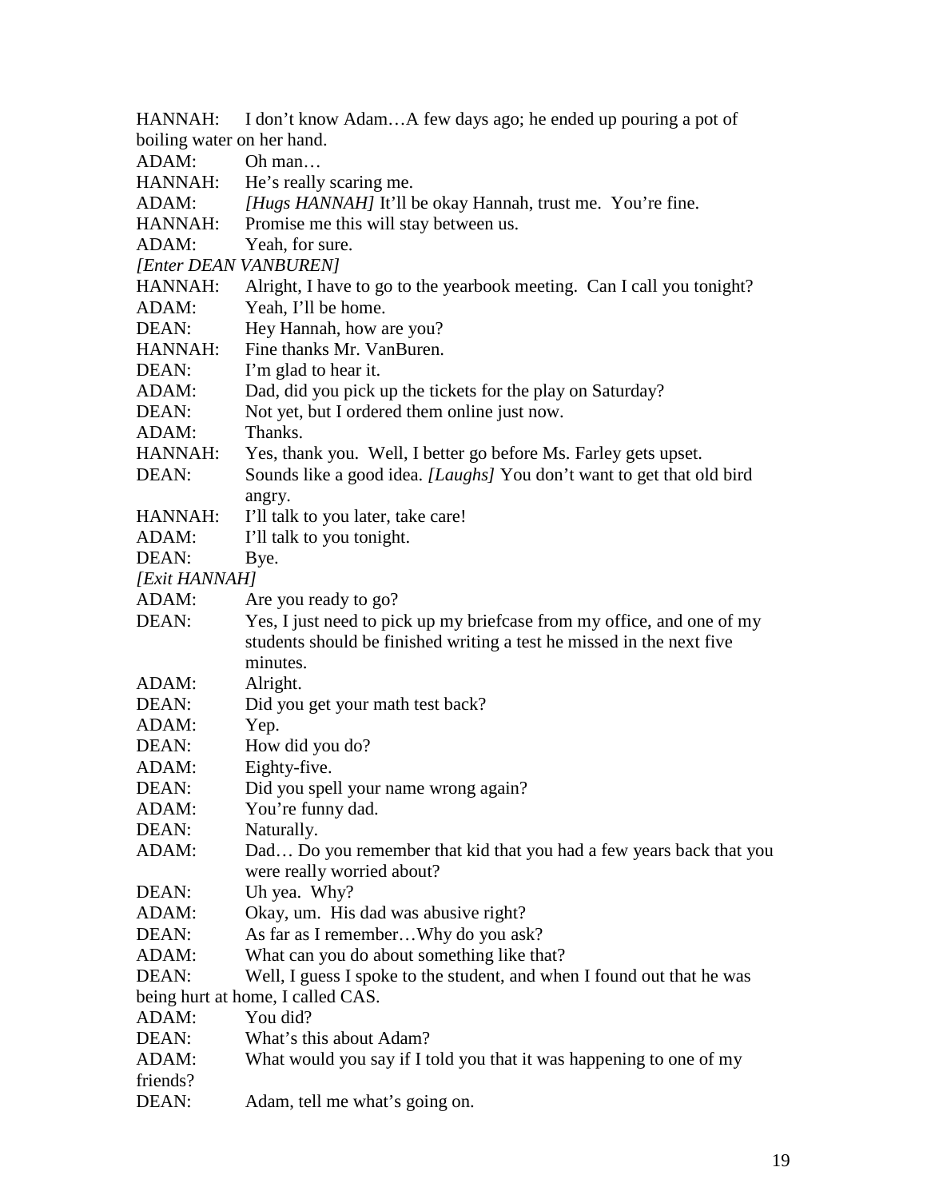HANNAH: I don't know Adam…A few days ago; he ended up pouring a pot of boiling water on her hand.

ADAM: Oh man…

HANNAH: He's really scaring me.

ADAM: *[Hugs HANNAH]* It'll be okay Hannah, trust me. You're fine.

HANNAH: Promise me this will stay between us.

ADAM: Yeah, for sure.

*[Enter DEAN VANBUREN]*

HANNAH: Alright, I have to go to the yearbook meeting. Can I call you tonight?

ADAM: Yeah, I'll be home.

DEAN: Hey Hannah, how are you?

HANNAH: Fine thanks Mr. VanBuren.

DEAN: I'm glad to hear it.

ADAM: Dad, did you pick up the tickets for the play on Saturday?

DEAN: Not yet, but I ordered them online just now.

ADAM: Thanks.

HANNAH: Yes, thank you. Well, I better go before Ms. Farley gets upset.

DEAN: Sounds like a good idea. *[Laughs]* You don't want to get that old bird angry.

HANNAH: I'll talk to you later, take care!

ADAM: I'll talk to you tonight.

DEAN: Bye.

*[Exit HANNAH]*

ADAM: Are you ready to go?

DEAN: Yes, I just need to pick up my briefcase from my office, and one of my students should be finished writing a test he missed in the next five minutes.

ADAM: Alright.

DEAN: Did you get your math test back?

ADAM: Yep.

DEAN: How did you do?

ADAM: Eighty-five.

DEAN: Did you spell your name wrong again?

ADAM: You're funny dad.

DEAN: Naturally.

ADAM: Dad… Do you remember that kid that you had a few years back that you were really worried about?

DEAN: Uh yea. Why?

ADAM: Okay, um. His dad was abusive right?

DEAN: As far as I remember…Why do you ask?

ADAM: What can you do about something like that?

DEAN: Well, I guess I spoke to the student, and when I found out that he was being hurt at home, I called CAS.

ADAM: You did?

DEAN: What's this about Adam?

ADAM: What would you say if I told you that it was happening to one of my friends?

DEAN: Adam, tell me what's going on.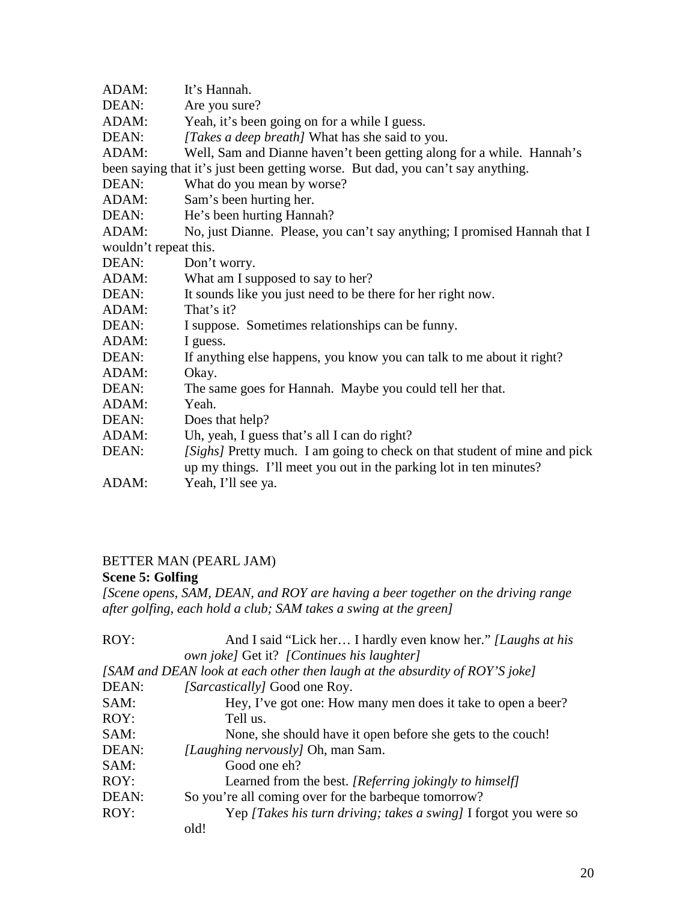ADAM: It's Hannah.
DEAN: Are you sure?
ADAM: Yeah, it's been going on for a while I guess.
DEAN: *[Takes a deep breath]* What has she said to you.
ADAM: Well, Sam and Dianne haven't been getting along for a while. Hannah's been saying that it's just been getting worse. But dad, you can't say anything.
DEAN: What do you mean by worse?
ADAM: Sam's been hurting her.
DEAN: He's been hurting Hannah?
ADAM: No, just Dianne. Please, you can't say anything; I promised Hannah that I wouldn't repeat this.
DEAN: Don't worry.
ADAM: What am I supposed to say to her?
DEAN: It sounds like you just need to be there for her right now.
ADAM: That's it?
DEAN: I suppose. Sometimes relationships can be funny.
ADAM: I guess.
DEAN: If anything else happens, you know you can talk to me about it right?
ADAM: Okay.
DEAN: The same goes for Hannah. Maybe you could tell her that.
ADAM: Yeah.
DEAN: Does that help?
ADAM: Uh, yeah, I guess that's all I can do right?
DEAN: *[Sighs]* Pretty much. I am going to check on that student of mine and pick up my things. I'll meet you out in the parking lot in ten minutes?
ADAM: Yeah, I'll see ya.

BETTER MAN (PEARL JAM)

**Scene 5: Golfing**

*[Scene opens, SAM, DEAN, and ROY are having a beer together on the driving range after golfing, each hold a club; SAM takes a swing at the green]*

ROY: And I said "Lick her… I hardly even know her." *[Laughs at his own joke]* Get it? *[Continues his laughter]*

*[SAM and DEAN look at each other then laugh at the absurdity of ROY'S joke]*

DEAN: *[Sarcastically]* Good one Roy.
SAM: Hey, I've got one: How many men does it take to open a beer?
ROY: Tell us.
SAM: None, she should have it open before she gets to the couch!
DEAN: *[Laughing nervously]* Oh, man Sam.
SAM: Good one eh?
ROY: Learned from the best. *[Referring jokingly to himself]*
DEAN: So you're all coming over for the barbeque tomorrow?
ROY: Yep *[Takes his turn driving; takes a swing]* I forgot you were so old!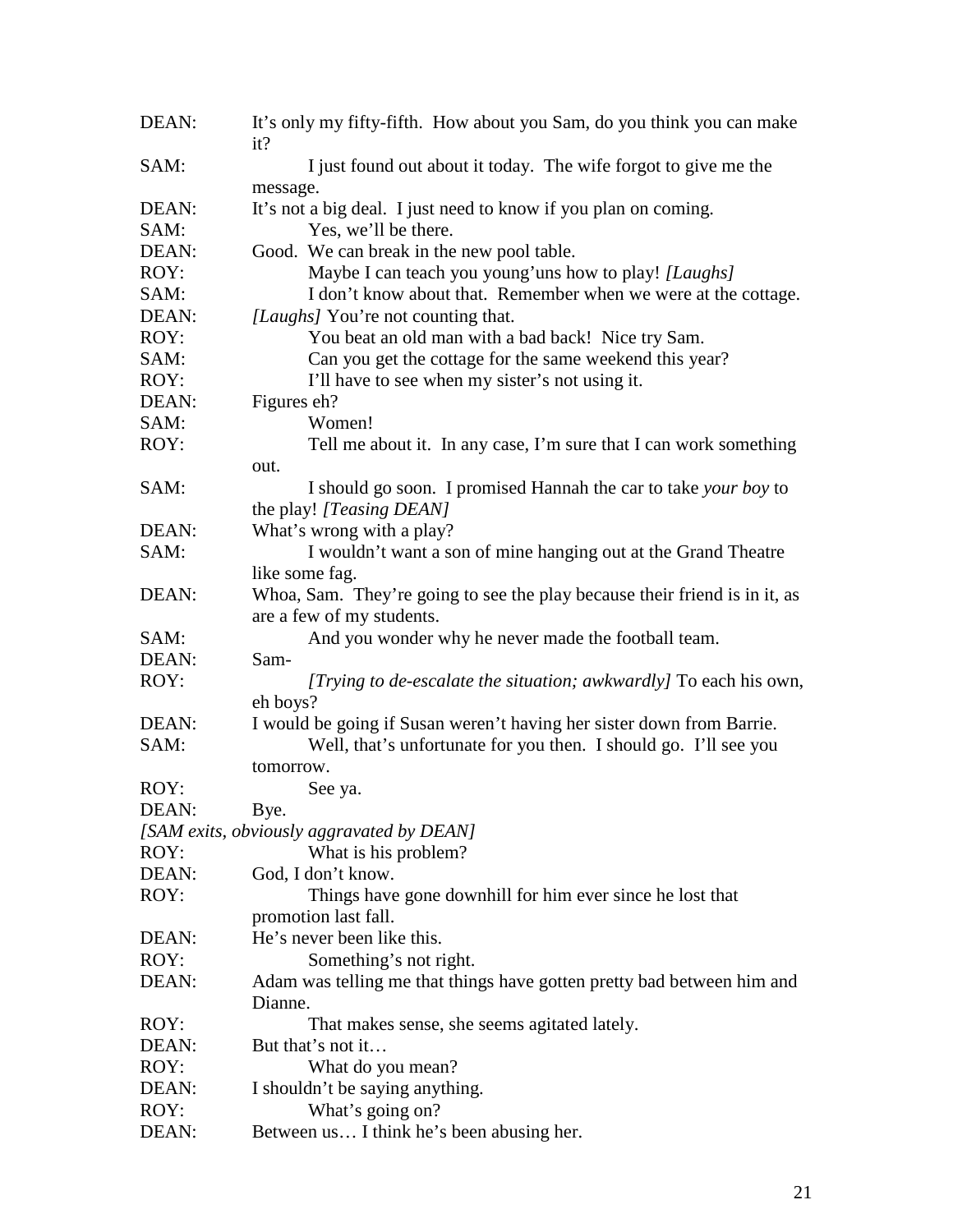DEAN: It's only my fifty-fifth. How about you Sam, do you think you can make it?

SAM: I just found out about it today. The wife forgot to give me the message.

DEAN: It's not a big deal. I just need to know if you plan on coming.

SAM: Yes, we'll be there.

DEAN: Good. We can break in the new pool table.

ROY: Maybe I can teach you young'uns how to play! *[Laughs]*

SAM: I don't know about that. Remember when we were at the cottage.

DEAN: *[Laughs]* You're not counting that.

ROY: You beat an old man with a bad back! Nice try Sam.

SAM: Can you get the cottage for the same weekend this year?

ROY: I'll have to see when my sister's not using it.

DEAN: Figures eh?

SAM: Women!

ROY: Tell me about it. In any case, I'm sure that I can work something out.

SAM: I should go soon. I promised Hannah the car to take *your boy* to the play! *[Teasing DEAN]*

DEAN: What's wrong with a play?

SAM: I wouldn't want a son of mine hanging out at the Grand Theatre like some fag.

DEAN: Whoa, Sam. They're going to see the play because their friend is in it, as are a few of my students.

SAM: And you wonder why he never made the football team.

DEAN: Sam-

ROY: *[Trying to de-escalate the situation; awkwardly]* To each his own, eh boys?

DEAN: I would be going if Susan weren't having her sister down from Barrie.

SAM: Well, that's unfortunate for you then. I should go. I'll see you tomorrow.

ROY: See ya.

DEAN: Bye.

*[SAM exits, obviously aggravated by DEAN]*

ROY: What is his problem?

DEAN: God, I don't know.

ROY: Things have gone downhill for him ever since he lost that promotion last fall.

DEAN: He's never been like this.

ROY: Something's not right.

DEAN: Adam was telling me that things have gotten pretty bad between him and Dianne.

ROY: That makes sense, she seems agitated lately.

DEAN: But that's not it…

ROY: What do you mean?

DEAN: I shouldn't be saying anything.

ROY: What's going on?

DEAN: Between us… I think he's been abusing her.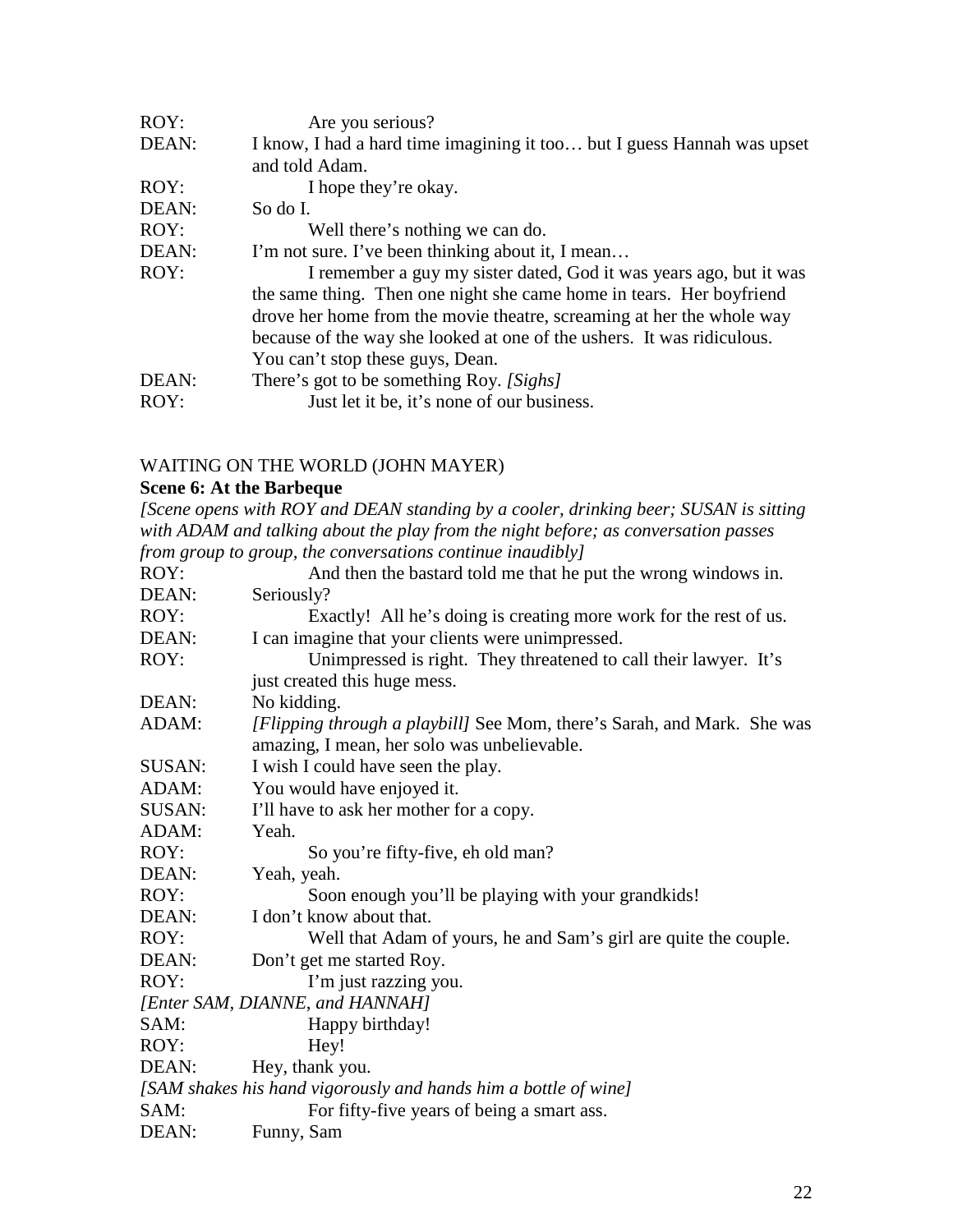ROY: Are you serious?

DEAN: I know, I had a hard time imagining it too… but I guess Hannah was upset and told Adam.

ROY: I hope they're okay.

DEAN: So do I.

ROY: Well there's nothing we can do.

DEAN: I'm not sure. I've been thinking about it, I mean…

ROY: I remember a guy my sister dated, God it was years ago, but it was the same thing. Then one night she came home in tears. Her boyfriend drove her home from the movie theatre, screaming at her the whole way because of the way she looked at one of the ushers. It was ridiculous. You can't stop these guys, Dean.

DEAN: There's got to be something Roy. *[Sighs]*

ROY: Just let it be, it's none of our business.

WAITING ON THE WORLD (JOHN MAYER)

**Scene 6: At the Barbeque**

*[Scene opens with ROY and DEAN standing by a cooler, drinking beer; SUSAN is sitting with ADAM and talking about the play from the night before; as conversation passes from group to group, the conversations continue inaudibly]*

ROY: And then the bastard told me that he put the wrong windows in.

DEAN: Seriously?

ROY: Exactly! All he's doing is creating more work for the rest of us.

DEAN: I can imagine that your clients were unimpressed.

ROY: Unimpressed is right. They threatened to call their lawyer. It's just created this huge mess.

DEAN: No kidding.

ADAM: *[Flipping through a playbill]* See Mom, there's Sarah, and Mark. She was amazing, I mean, her solo was unbelievable.

SUSAN: I wish I could have seen the play.

ADAM: You would have enjoyed it.

SUSAN: I'll have to ask her mother for a copy.

ADAM: Yeah.

ROY: So you're fifty-five, eh old man?

DEAN: Yeah, yeah.

ROY: Soon enough you'll be playing with your grandkids!

DEAN: I don't know about that.

ROY: Well that Adam of yours, he and Sam's girl are quite the couple.

DEAN: Don't get me started Roy.

ROY: I'm just razzing you.

*[Enter SAM, DIANNE, and HANNAH]*

SAM: Happy birthday!

ROY: Hey!

DEAN: Hey, thank you.

*[SAM shakes his hand vigorously and hands him a bottle of wine]*

SAM: For fifty-five years of being a smart ass.

DEAN: Funny, Sam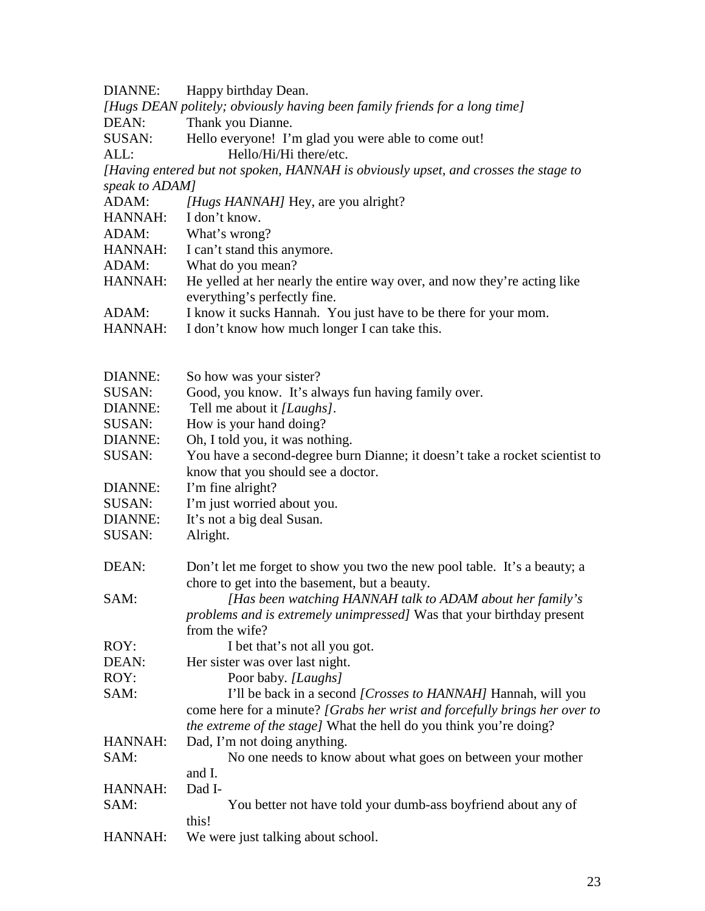DIANNE: Happy birthday Dean.

*[Hugs DEAN politely; obviously having been family friends for a long time]*

DEAN: Thank you Dianne.

SUSAN: Hello everyone! I'm glad you were able to come out!

ALL: Hello/Hi/Hi there/etc.

*[Having entered but not spoken, HANNAH is obviously upset, and crosses the stage to speak to ADAM]*

ADAM: *[Hugs HANNAH]* Hey, are you alright?

HANNAH: I don't know.

ADAM: What's wrong?

HANNAH: I can't stand this anymore.

ADAM: What do you mean?

HANNAH: He yelled at her nearly the entire way over, and now they're acting like everything's perfectly fine.

ADAM: I know it sucks Hannah. You just have to be there for your mom.

HANNAH: I don't know how much longer I can take this.

DIANNE: So how was your sister?

SUSAN: Good, you know. It's always fun having family over.

DIANNE: Tell me about it *[Laughs]*.

SUSAN: How is your hand doing?

DIANNE: Oh, I told you, it was nothing.

SUSAN: You have a second-degree burn Dianne; it doesn't take a rocket scientist to know that you should see a doctor.

DIANNE: I'm fine alright?

SUSAN: I'm just worried about you.

DIANNE: It's not a big deal Susan.

SUSAN: Alright.

DEAN: Don't let me forget to show you two the new pool table. It's a beauty; a chore to get into the basement, but a beauty.

SAM: *[Has been watching HANNAH talk to ADAM about her family's problems and is extremely unimpressed]* Was that your birthday present from the wife?

ROY: I bet that's not all you got.

DEAN: Her sister was over last night.

ROY: Poor baby. *[Laughs]*

SAM: I'll be back in a second *[Crosses to HANNAH]* Hannah, will you come here for a minute? *[Grabs her wrist and forcefully brings her over to the extreme of the stage]* What the hell do you think you're doing?

HANNAH: Dad, I'm not doing anything.

SAM: No one needs to know about what goes on between your mother and I.

HANNAH: Dad I-

SAM: You better not have told your dumb-ass boyfriend about any of this!

HANNAH: We were just talking about school.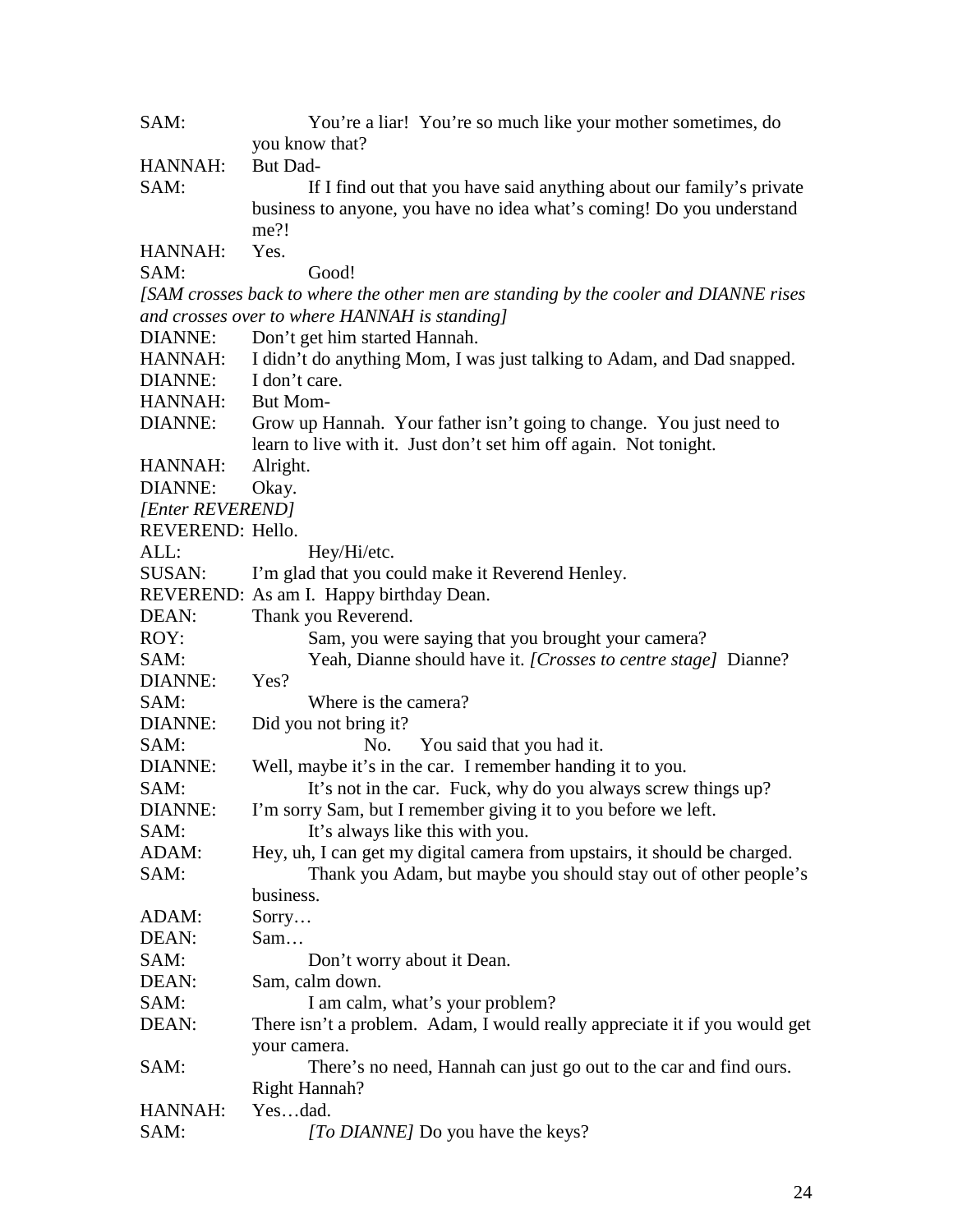SAM: You're a liar! You're so much like your mother sometimes, do you know that?

HANNAH: But Dad-

SAM: If I find out that you have said anything about our family's private business to anyone, you have no idea what's coming! Do you understand me?!

HANNAH: Yes.

SAM: Good!

*[SAM crosses back to where the other men are standing by the cooler and DIANNE rises and crosses over to where HANNAH is standing]*

DIANNE: Don't get him started Hannah.

HANNAH: I didn't do anything Mom, I was just talking to Adam, and Dad snapped.

DIANNE: I don't care.

HANNAH: But Mom-

DIANNE: Grow up Hannah. Your father isn't going to change. You just need to learn to live with it. Just don't set him off again. Not tonight.

HANNAH: Alright.

DIANNE: Okay.

*[Enter REVEREND]*

REVEREND: Hello.

ALL: Hey/Hi/etc.

SUSAN: I'm glad that you could make it Reverend Henley.

REVEREND: As am I. Happy birthday Dean.

DEAN: Thank you Reverend.

ROY: Sam, you were saying that you brought your camera?

SAM: Yeah, Dianne should have it. *[Crosses to centre stage]* Dianne?

DIANNE: Yes?

SAM: Where is the camera?

DIANNE: Did you not bring it?

SAM: No. You said that you had it.

DIANNE: Well, maybe it's in the car. I remember handing it to you.

SAM: It's not in the car. Fuck, why do you always screw things up?

DIANNE: I'm sorry Sam, but I remember giving it to you before we left.

SAM: It's always like this with you.

ADAM: Hey, uh, I can get my digital camera from upstairs, it should be charged.

SAM: Thank you Adam, but maybe you should stay out of other people's business.

ADAM: Sorry…

DEAN: Sam…

SAM: Don't worry about it Dean.

DEAN: Sam, calm down.

SAM: I am calm, what's your problem?

DEAN: There isn't a problem. Adam, I would really appreciate it if you would get your camera.

SAM: There's no need, Hannah can just go out to the car and find ours. Right Hannah?

HANNAH: Yes…dad.

SAM: *[To DIANNE]* Do you have the keys?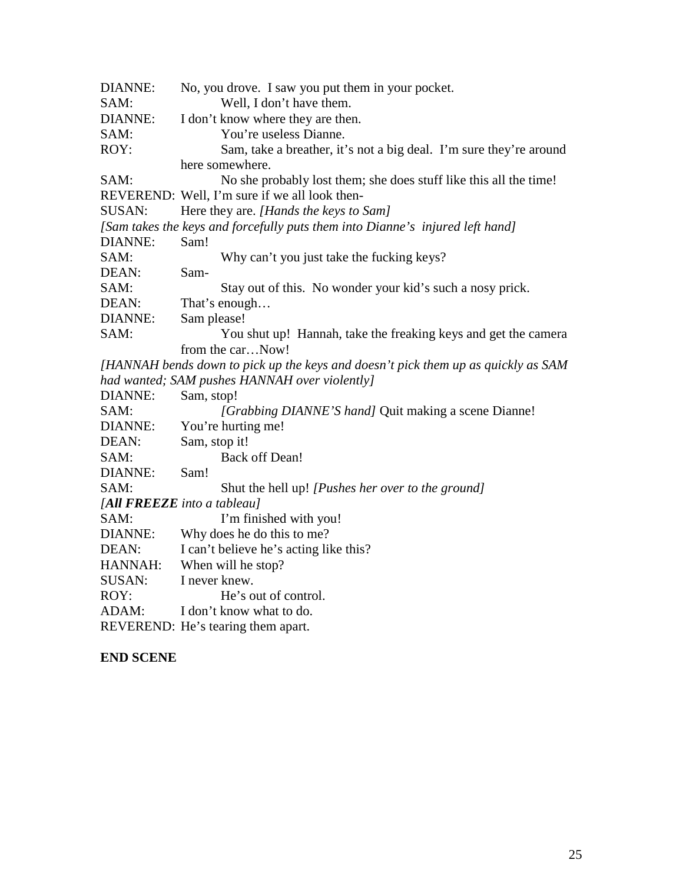DIANNE: No, you drove. I saw you put them in your pocket.
SAM: Well, I don't have them.
DIANNE: I don't know where they are then.
SAM: You're useless Dianne.
ROY: Sam, take a breather, it's not a big deal. I'm sure they're around here somewhere.
SAM: No she probably lost them; she does stuff like this all the time!
REVEREND: Well, I'm sure if we all look then-
SUSAN: Here they are. *[Hands the keys to Sam]*
*[Sam takes the keys and forcefully puts them into Dianne's injured left hand]*
DIANNE: Sam!
SAM: Why can't you just take the fucking keys?
DEAN: Sam-
SAM: Stay out of this. No wonder your kid's such a nosy prick.
DEAN: That's enough…
DIANNE: Sam please!
SAM: You shut up! Hannah, take the freaking keys and get the camera from the car…Now!
*[HANNAH bends down to pick up the keys and doesn't pick them up as quickly as SAM had wanted; SAM pushes HANNAH over violently]*
DIANNE: Sam, stop!
SAM: *[Grabbing DIANNE'S hand]* Quit making a scene Dianne!
DIANNE: You're hurting me!
DEAN: Sam, stop it!
SAM: Back off Dean!
DIANNE: Sam!
SAM: Shut the hell up! *[Pushes her over to the ground]*
*[**All FREEZE** into a tableau]*
SAM: I'm finished with you!
DIANNE: Why does he do this to me?
DEAN: I can't believe he's acting like this?
HANNAH: When will he stop?
SUSAN: I never knew.
ROY: He's out of control.
ADAM: I don't know what to do.
REVEREND: He's tearing them apart.

**END SCENE**